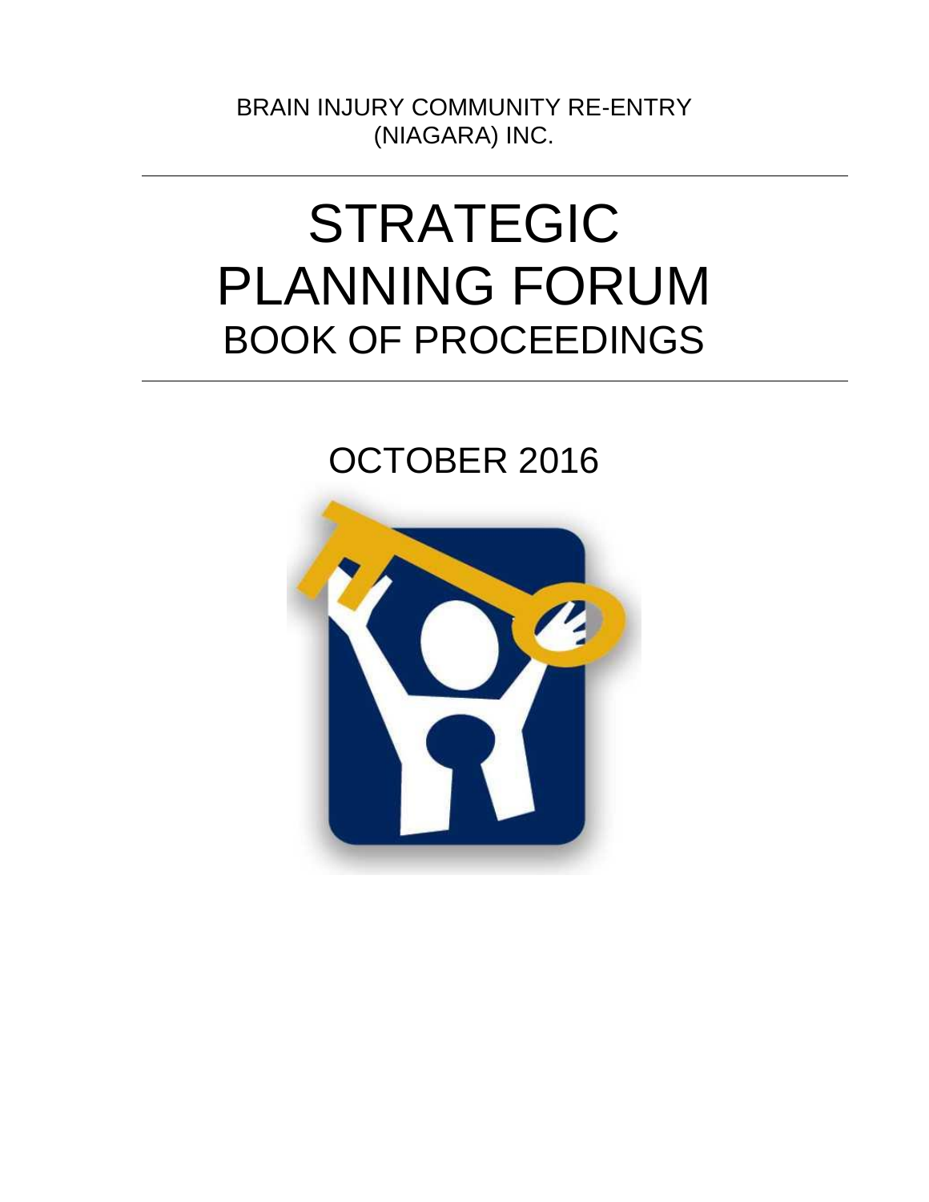BRAIN INJURY COMMUNITY RE-ENTRY (NIAGARA) INC.

---

# STRATEGIC PLANNING FORUM

## BOOK OF PROCEEDINGS

---

## OCTOBER 2016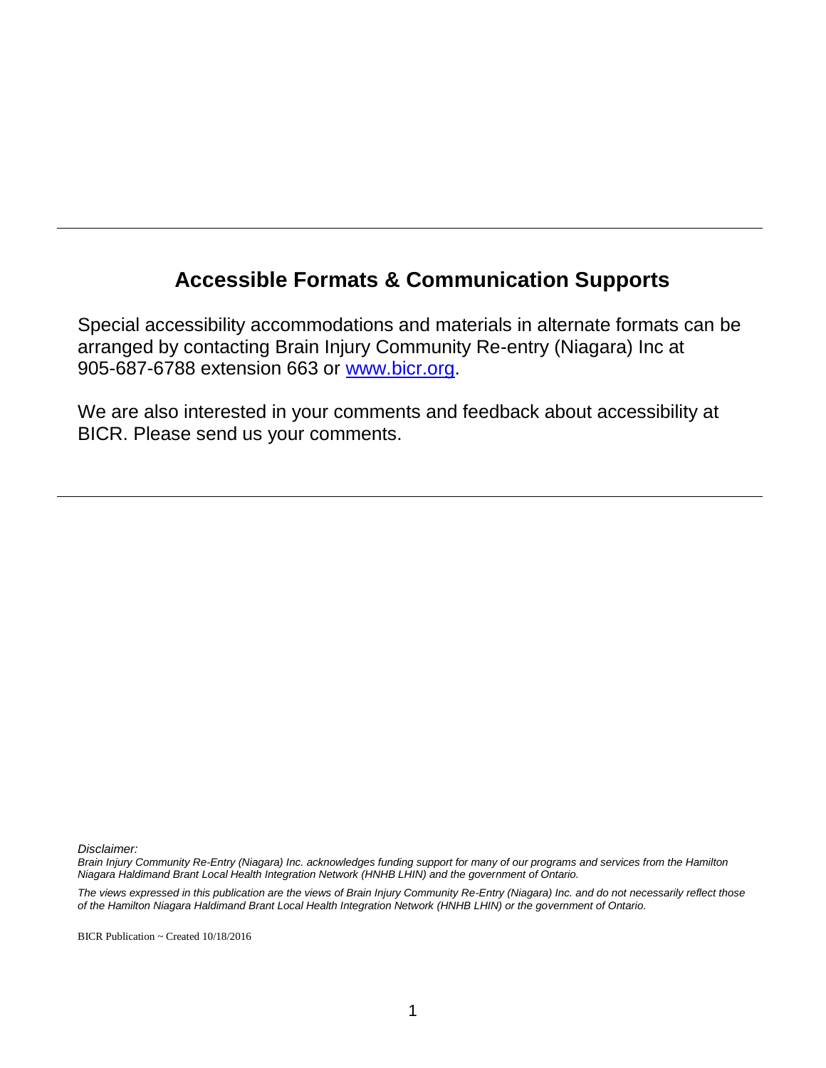---

## Accessible Formats & Communication Supports

Special accessibility accommodations and materials in alternate formats can be arranged by contacting Brain Injury Community Re-entry (Niagara) Inc at 905-687-6788 extension 663 or [www.bicr.org](http://www.bicr.org).

We are also interested in your comments and feedback about accessibility at BICR. Please send us your comments.

---

*Disclaimer:*

*Brain Injury Community Re-Entry (Niagara) Inc. acknowledges funding support for many of our programs and services from the Hamilton Niagara Haldimand Brant Local Health Integration Network (HNHB LHIN) and the government of Ontario.*

*The views expressed in this publication are the views of Brain Injury Community Re-Entry (Niagara) Inc. and do not necessarily reflect those of the Hamilton Niagara Haldimand Brant Local Health Integration Network (HNHB LHIN) or the government of Ontario.*

BICR Publication ~ Created 10/18/2016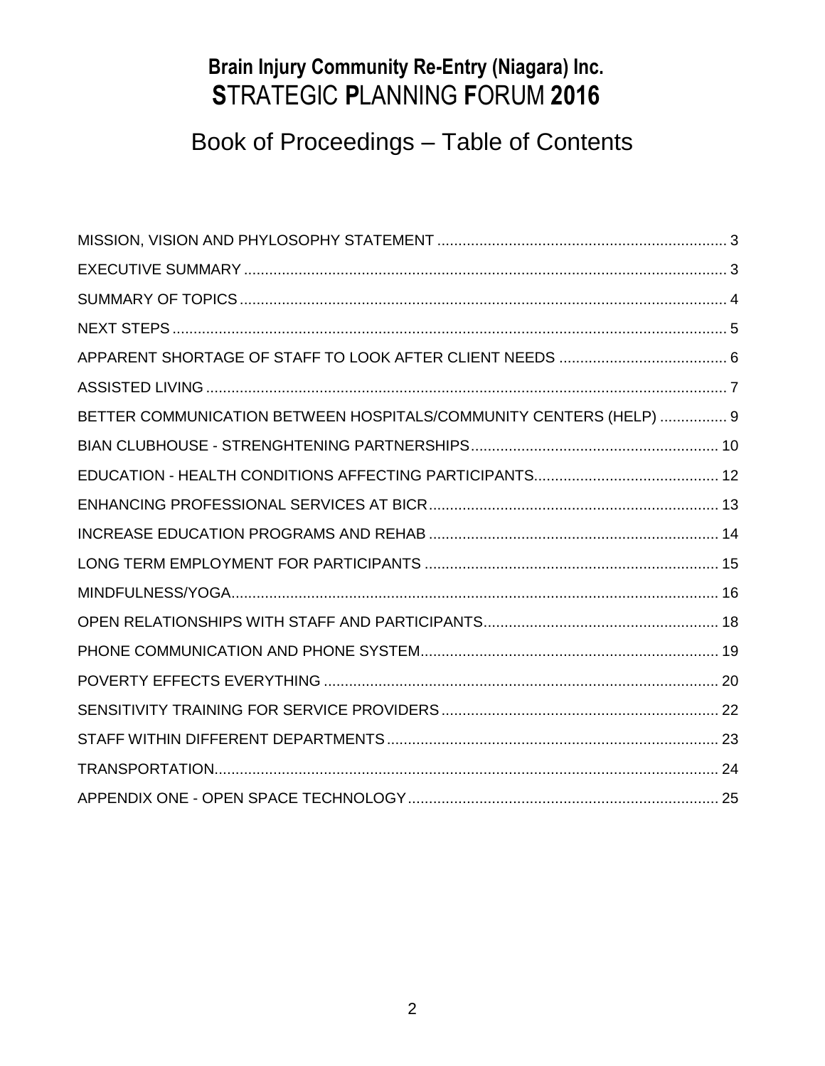# Brain Injury Community Re-Entry (Niagara) Inc.
# **S**TRATEGIC **P**LANNING **F**ORUM **2016**

## Book of Proceedings – Table of Contents

MISSION, VISION AND PHYLOSOPHY STATEMENT ..... 3
EXECUTIVE SUMMARY ..... 3
SUMMARY OF TOPICS ..... 4
NEXT STEPS ..... 5
APPARENT SHORTAGE OF STAFF TO LOOK AFTER CLIENT NEEDS ..... 6
ASSISTED LIVING ..... 7
BETTER COMMUNICATION BETWEEN HOSPITALS/COMMUNITY CENTERS (HELP) ..... 9
BIAN CLUBHOUSE - STRENGHTENING PARTNERSHIPS ..... 10
EDUCATION - HEALTH CONDITIONS AFFECTING PARTICIPANTS ..... 12
ENHANCING PROFESSIONAL SERVICES AT BICR ..... 13
INCREASE EDUCATION PROGRAMS AND REHAB ..... 14
LONG TERM EMPLOYMENT FOR PARTICIPANTS ..... 15
MINDFULNESS/YOGA ..... 16
OPEN RELATIONSHIPS WITH STAFF AND PARTICIPANTS ..... 18
PHONE COMMUNICATION AND PHONE SYSTEM ..... 19
POVERTY EFFECTS EVERYTHING ..... 20
SENSITIVITY TRAINING FOR SERVICE PROVIDERS ..... 22
STAFF WITHIN DIFFERENT DEPARTMENTS ..... 23
TRANSPORTATION ..... 24
APPENDIX ONE - OPEN SPACE TECHNOLOGY ..... 25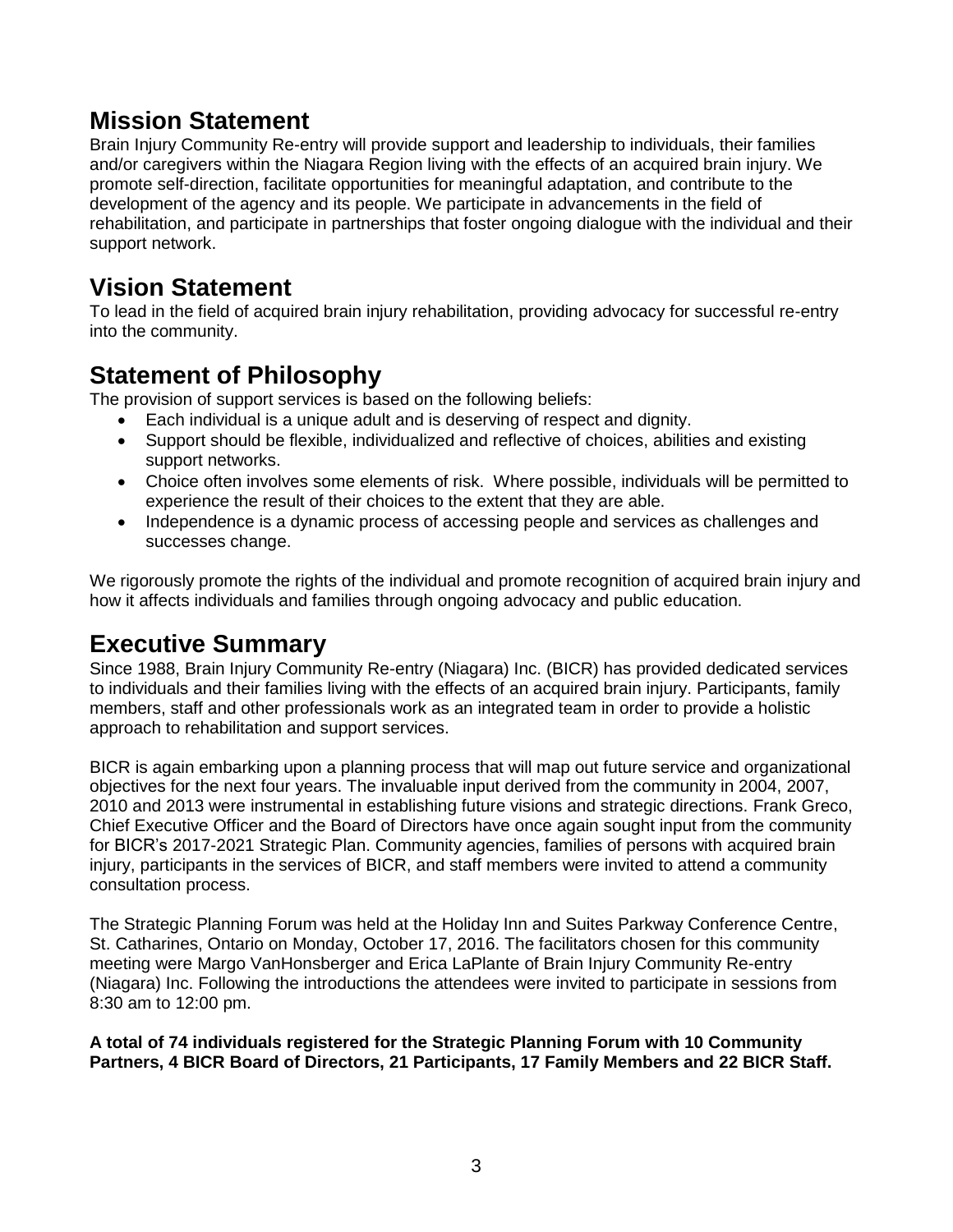## Mission Statement

Brain Injury Community Re-entry will provide support and leadership to individuals, their families and/or caregivers within the Niagara Region living with the effects of an acquired brain injury. We promote self-direction, facilitate opportunities for meaningful adaptation, and contribute to the development of the agency and its people. We participate in advancements in the field of rehabilitation, and participate in partnerships that foster ongoing dialogue with the individual and their support network.

## Vision Statement

To lead in the field of acquired brain injury rehabilitation, providing advocacy for successful re-entry into the community.

## Statement of Philosophy

The provision of support services is based on the following beliefs:

- Each individual is a unique adult and is deserving of respect and dignity.
- Support should be flexible, individualized and reflective of choices, abilities and existing support networks.
- Choice often involves some elements of risk. Where possible, individuals will be permitted to experience the result of their choices to the extent that they are able.
- Independence is a dynamic process of accessing people and services as challenges and successes change.

We rigorously promote the rights of the individual and promote recognition of acquired brain injury and how it affects individuals and families through ongoing advocacy and public education.

## Executive Summary

Since 1988, Brain Injury Community Re-entry (Niagara) Inc. (BICR) has provided dedicated services to individuals and their families living with the effects of an acquired brain injury. Participants, family members, staff and other professionals work as an integrated team in order to provide a holistic approach to rehabilitation and support services.

BICR is again embarking upon a planning process that will map out future service and organizational objectives for the next four years. The invaluable input derived from the community in 2004, 2007, 2010 and 2013 were instrumental in establishing future visions and strategic directions. Frank Greco, Chief Executive Officer and the Board of Directors have once again sought input from the community for BICR's 2017-2021 Strategic Plan. Community agencies, families of persons with acquired brain injury, participants in the services of BICR, and staff members were invited to attend a community consultation process.

The Strategic Planning Forum was held at the Holiday Inn and Suites Parkway Conference Centre, St. Catharines, Ontario on Monday, October 17, 2016. The facilitators chosen for this community meeting were Margo VanHonsberger and Erica LaPlante of Brain Injury Community Re-entry (Niagara) Inc. Following the introductions the attendees were invited to participate in sessions from 8:30 am to 12:00 pm.

**A total of 74 individuals registered for the Strategic Planning Forum with 10 Community Partners, 4 BICR Board of Directors, 21 Participants, 17 Family Members and 22 BICR Staff.**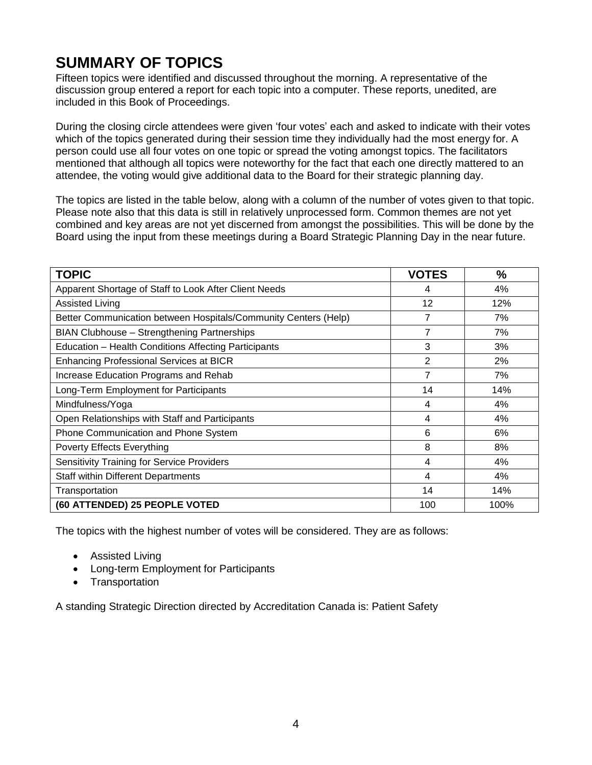# SUMMARY OF TOPICS

Fifteen topics were identified and discussed throughout the morning. A representative of the discussion group entered a report for each topic into a computer. These reports, unedited, are included in this Book of Proceedings.

During the closing circle attendees were given 'four votes' each and asked to indicate with their votes which of the topics generated during their session time they individually had the most energy for. A person could use all four votes on one topic or spread the voting amongst topics. The facilitators mentioned that although all topics were noteworthy for the fact that each one directly mattered to an attendee, the voting would give additional data to the Board for their strategic planning day.

The topics are listed in the table below, along with a column of the number of votes given to that topic. Please note also that this data is still in relatively unprocessed form. Common themes are not yet combined and key areas are not yet discerned from amongst the possibilities. This will be done by the Board using the input from these meetings during a Board Strategic Planning Day in the near future.

| TOPIC | VOTES | % |
|---|---|---|
| Apparent Shortage of Staff to Look After Client Needs | 4 | 4% |
| Assisted Living | 12 | 12% |
| Better Communication between Hospitals/Community Centers (Help) | 7 | 7% |
| BIAN Clubhouse – Strengthening Partnerships | 7 | 7% |
| Education – Health Conditions Affecting Participants | 3 | 3% |
| Enhancing Professional Services at BICR | 2 | 2% |
| Increase Education Programs and Rehab | 7 | 7% |
| Long-Term Employment for Participants | 14 | 14% |
| Mindfulness/Yoga | 4 | 4% |
| Open Relationships with Staff and Participants | 4 | 4% |
| Phone Communication and Phone System | 6 | 6% |
| Poverty Effects Everything | 8 | 8% |
| Sensitivity Training for Service Providers | 4 | 4% |
| Staff within Different Departments | 4 | 4% |
| Transportation | 14 | 14% |
| **(60 ATTENDED) 25 PEOPLE VOTED** | 100 | 100% |

The topics with the highest number of votes will be considered. They are as follows:

- Assisted Living
- Long-term Employment for Participants
- Transportation

A standing Strategic Direction directed by Accreditation Canada is: Patient Safety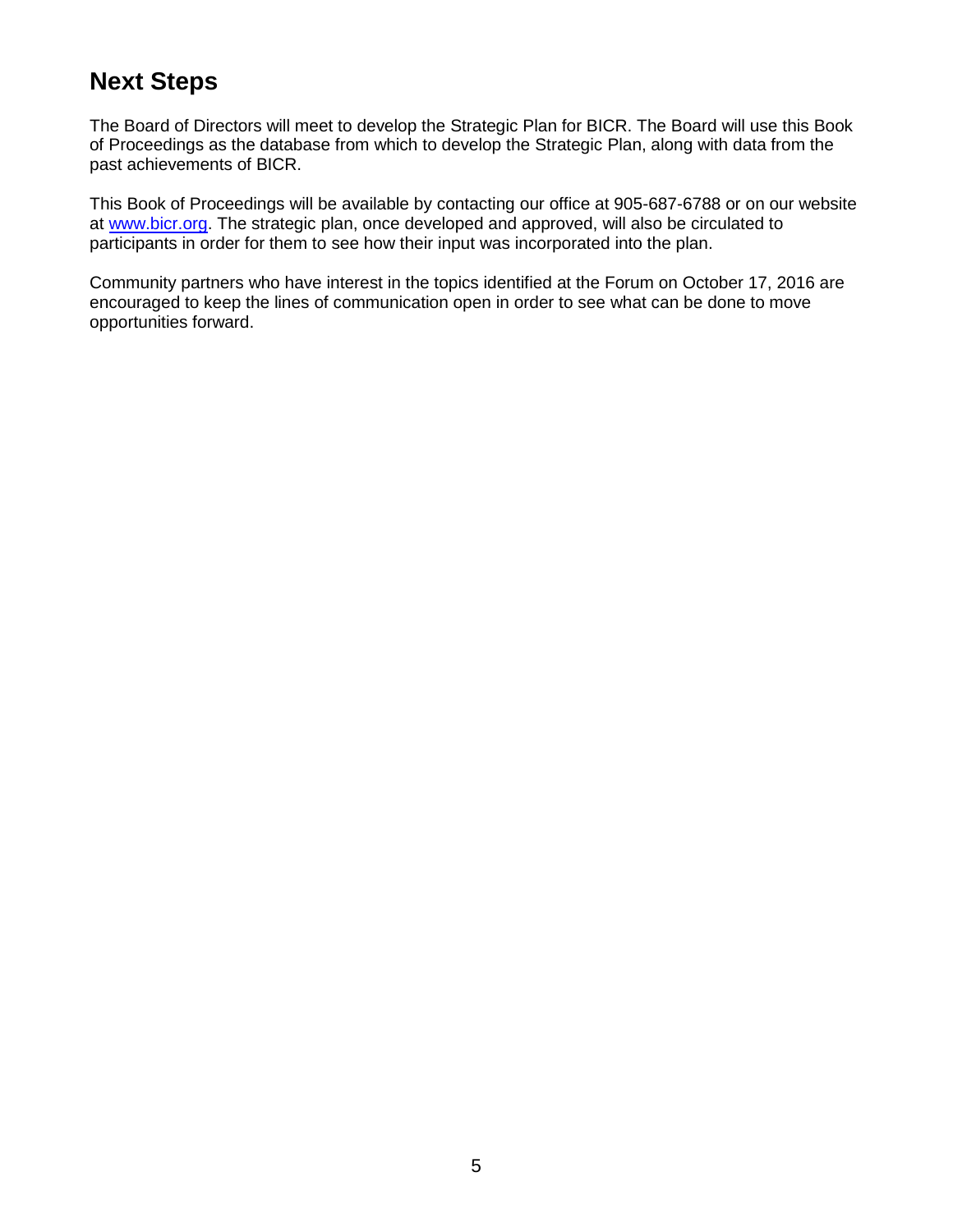## Next Steps

The Board of Directors will meet to develop the Strategic Plan for BICR. The Board will use this Book of Proceedings as the database from which to develop the Strategic Plan, along with data from the past achievements of BICR.

This Book of Proceedings will be available by contacting our office at 905-687-6788 or on our website at [www.bicr.org](http://www.bicr.org). The strategic plan, once developed and approved, will also be circulated to participants in order for them to see how their input was incorporated into the plan.

Community partners who have interest in the topics identified at the Forum on October 17, 2016 are encouraged to keep the lines of communication open in order to see what can be done to move opportunities forward.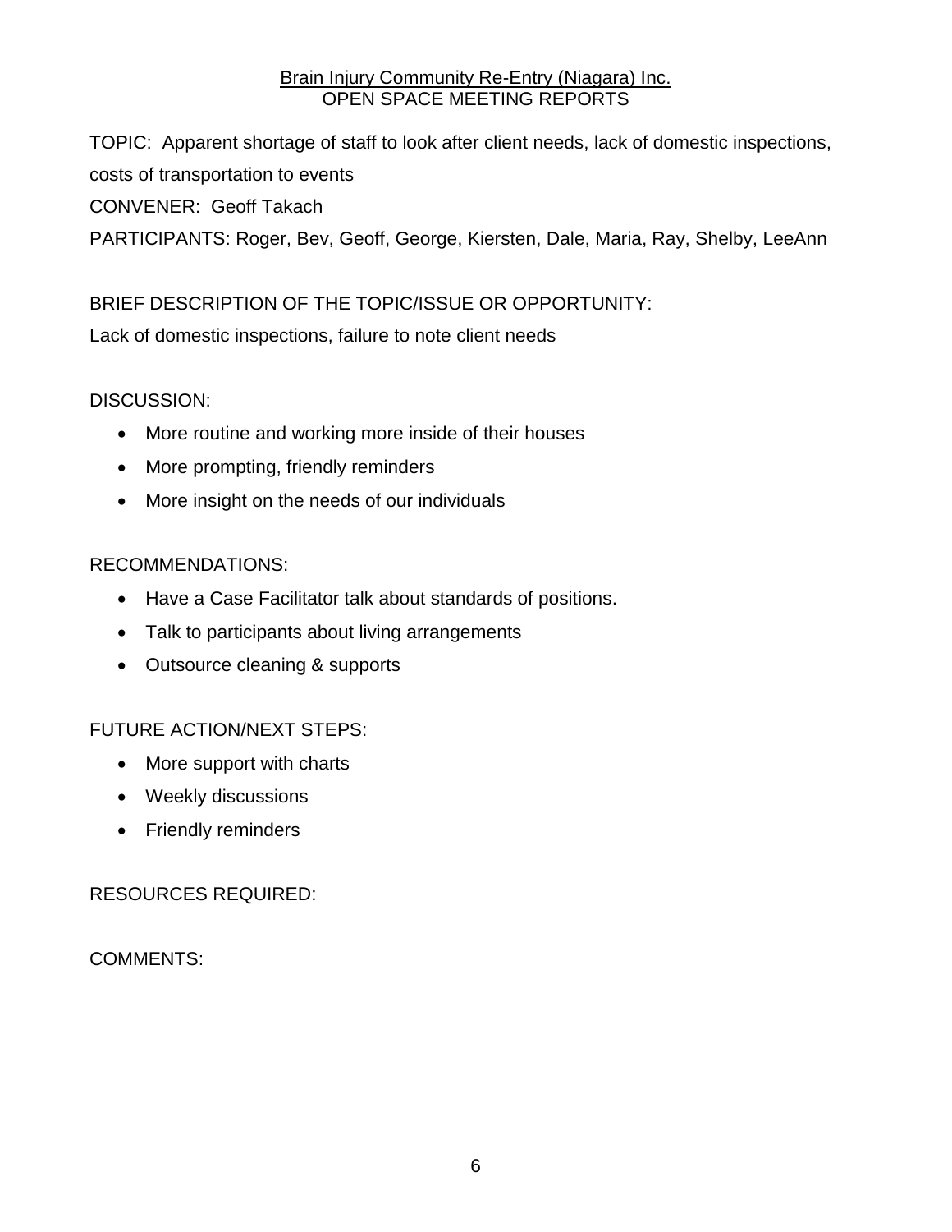Brain Injury Community Re-Entry (Niagara) Inc.
OPEN SPACE MEETING REPORTS

TOPIC: Apparent shortage of staff to look after client needs, lack of domestic inspections, costs of transportation to events

CONVENER: Geoff Takach

PARTICIPANTS: Roger, Bev, Geoff, George, Kiersten, Dale, Maria, Ray, Shelby, LeeAnn

BRIEF DESCRIPTION OF THE TOPIC/ISSUE OR OPPORTUNITY:
Lack of domestic inspections, failure to note client needs

DISCUSSION:

- More routine and working more inside of their houses
- More prompting, friendly reminders
- More insight on the needs of our individuals

RECOMMENDATIONS:

- Have a Case Facilitator talk about standards of positions.
- Talk to participants about living arrangements
- Outsource cleaning & supports

FUTURE ACTION/NEXT STEPS:

- More support with charts
- Weekly discussions
- Friendly reminders

RESOURCES REQUIRED:

COMMENTS: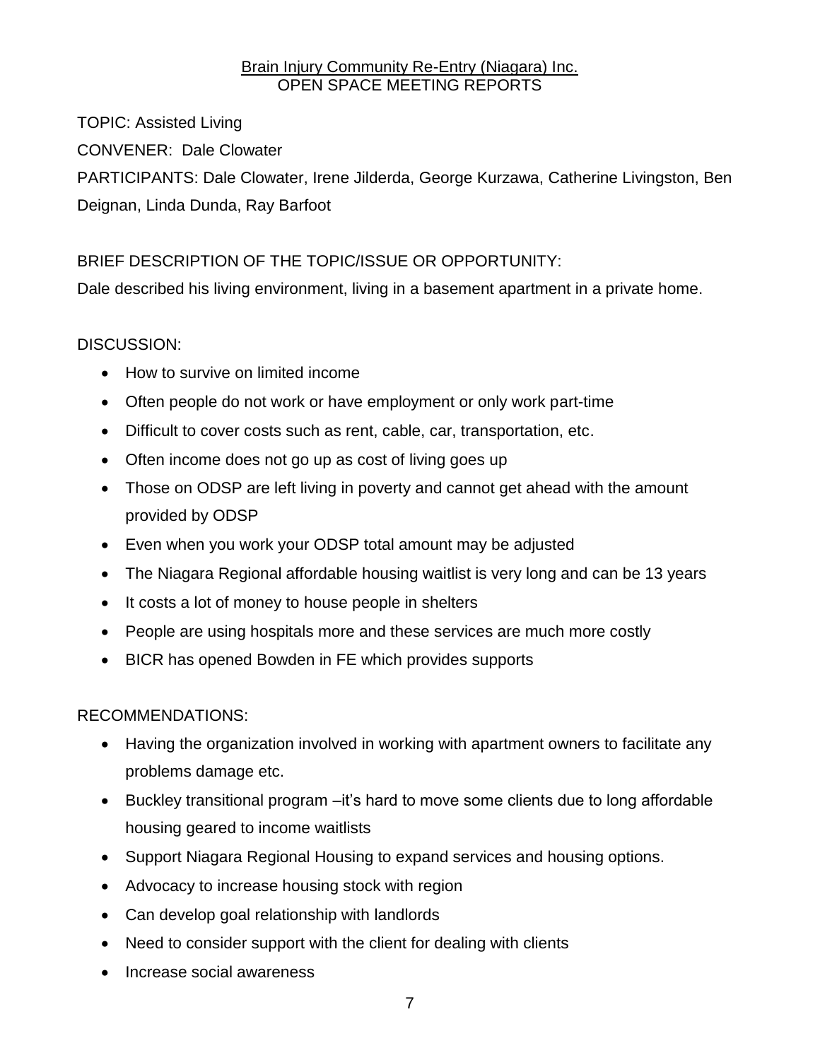Brain Injury Community Re-Entry (Niagara) Inc.
OPEN SPACE MEETING REPORTS

TOPIC: Assisted Living

CONVENER: Dale Clowater

PARTICIPANTS: Dale Clowater, Irene Jilderda, George Kurzawa, Catherine Livingston, Ben Deignan, Linda Dunda, Ray Barfoot

BRIEF DESCRIPTION OF THE TOPIC/ISSUE OR OPPORTUNITY:

Dale described his living environment, living in a basement apartment in a private home.

DISCUSSION:

- How to survive on limited income
- Often people do not work or have employment or only work part-time
- Difficult to cover costs such as rent, cable, car, transportation, etc.
- Often income does not go up as cost of living goes up
- Those on ODSP are left living in poverty and cannot get ahead with the amount provided by ODSP
- Even when you work your ODSP total amount may be adjusted
- The Niagara Regional affordable housing waitlist is very long and can be 13 years
- It costs a lot of money to house people in shelters
- People are using hospitals more and these services are much more costly
- BICR has opened Bowden in FE which provides supports

RECOMMENDATIONS:

- Having the organization involved in working with apartment owners to facilitate any problems damage etc.
- Buckley transitional program –it's hard to move some clients due to long affordable housing geared to income waitlists
- Support Niagara Regional Housing to expand services and housing options.
- Advocacy to increase housing stock with region
- Can develop goal relationship with landlords
- Need to consider support with the client for dealing with clients
- Increase social awareness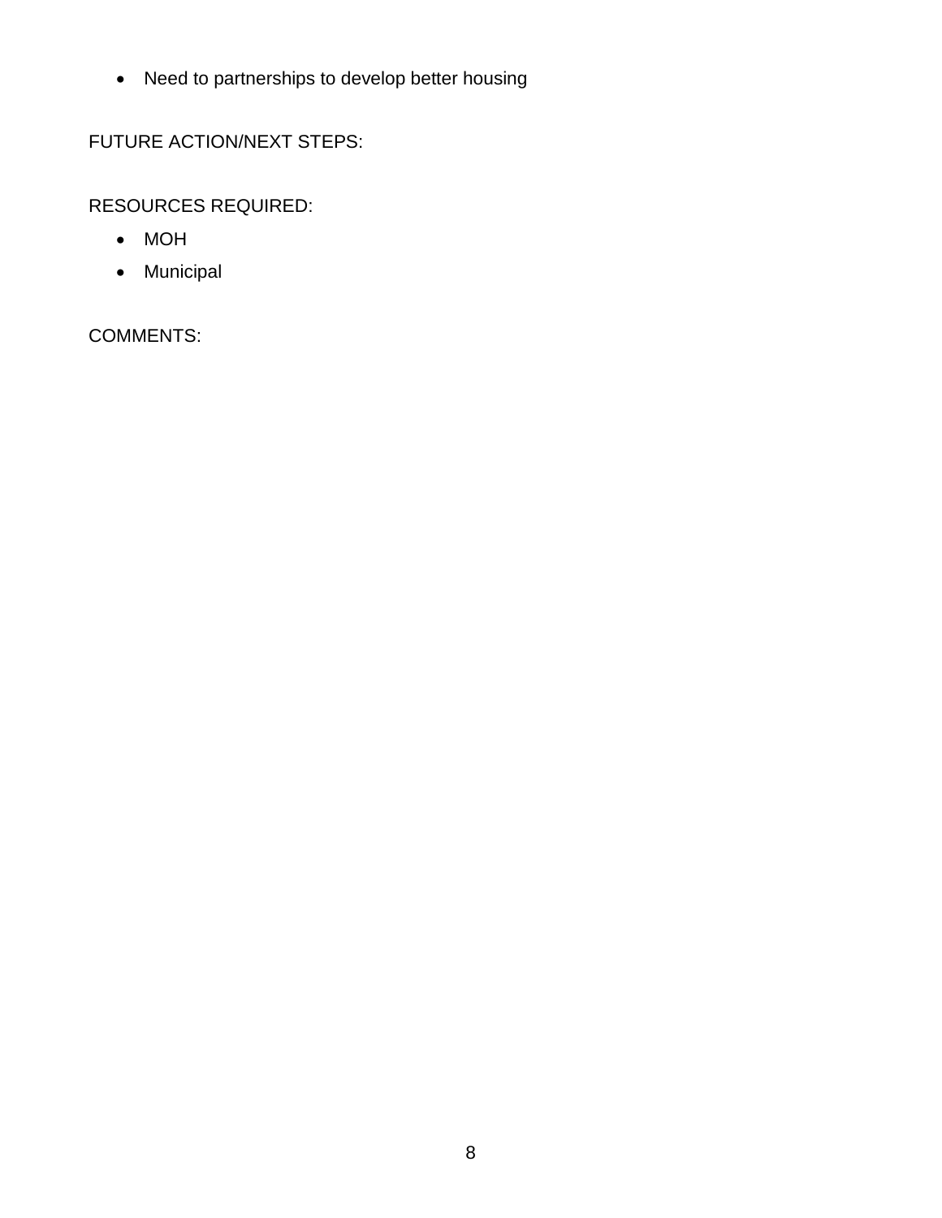- Need to partnerships to develop better housing

FUTURE ACTION/NEXT STEPS:

RESOURCES REQUIRED:

- MOH
- Municipal

COMMENTS: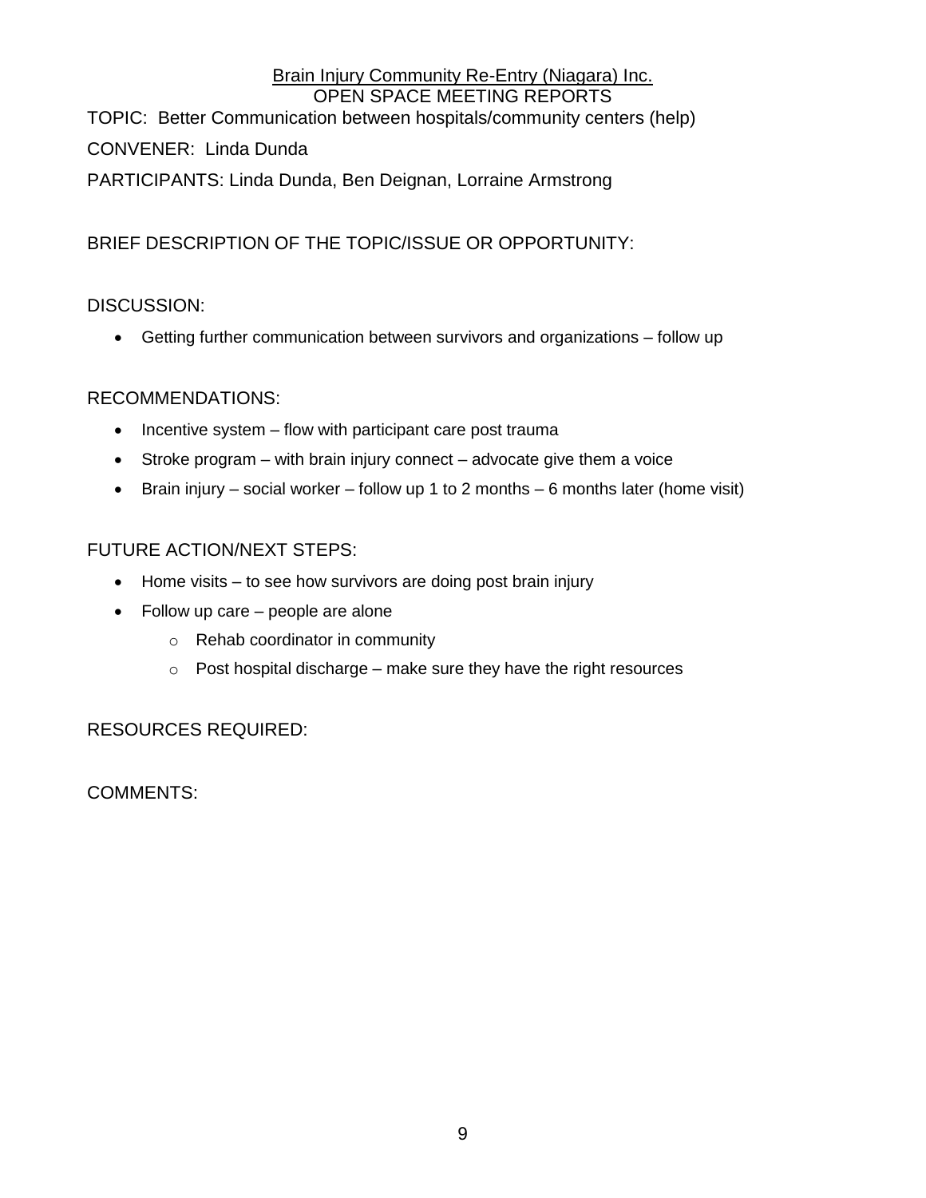Brain Injury Community Re-Entry (Niagara) Inc.

OPEN SPACE MEETING REPORTS

TOPIC: Better Communication between hospitals/community centers (help)

CONVENER: Linda Dunda

PARTICIPANTS: Linda Dunda, Ben Deignan, Lorraine Armstrong

BRIEF DESCRIPTION OF THE TOPIC/ISSUE OR OPPORTUNITY:

DISCUSSION:

- Getting further communication between survivors and organizations – follow up

RECOMMENDATIONS:

- Incentive system – flow with participant care post trauma
- Stroke program – with brain injury connect – advocate give them a voice
- Brain injury – social worker – follow up 1 to 2 months – 6 months later (home visit)

FUTURE ACTION/NEXT STEPS:

- Home visits – to see how survivors are doing post brain injury
- Follow up care – people are alone
  - Rehab coordinator in community
  - Post hospital discharge – make sure they have the right resources

RESOURCES REQUIRED:

COMMENTS: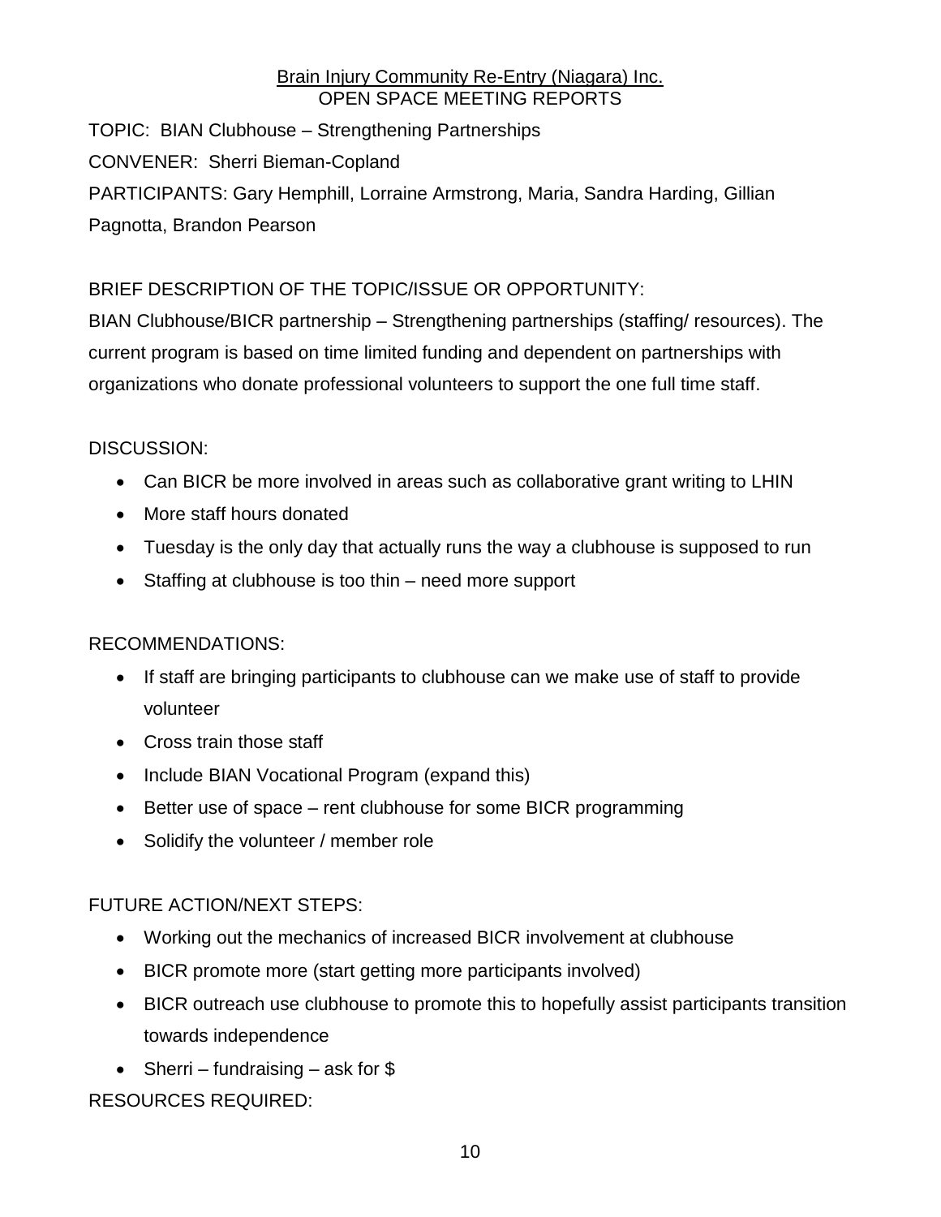Brain Injury Community Re-Entry (Niagara) Inc.
OPEN SPACE MEETING REPORTS

TOPIC: BIAN Clubhouse – Strengthening Partnerships

CONVENER: Sherri Bieman-Copland

PARTICIPANTS: Gary Hemphill, Lorraine Armstrong, Maria, Sandra Harding, Gillian Pagnotta, Brandon Pearson

BRIEF DESCRIPTION OF THE TOPIC/ISSUE OR OPPORTUNITY:

BIAN Clubhouse/BICR partnership – Strengthening partnerships (staffing/ resources). The current program is based on time limited funding and dependent on partnerships with organizations who donate professional volunteers to support the one full time staff.

DISCUSSION:

- Can BICR be more involved in areas such as collaborative grant writing to LHIN
- More staff hours donated
- Tuesday is the only day that actually runs the way a clubhouse is supposed to run
- Staffing at clubhouse is too thin – need more support

RECOMMENDATIONS:

- If staff are bringing participants to clubhouse can we make use of staff to provide volunteer
- Cross train those staff
- Include BIAN Vocational Program (expand this)
- Better use of space – rent clubhouse for some BICR programming
- Solidify the volunteer / member role

FUTURE ACTION/NEXT STEPS:

- Working out the mechanics of increased BICR involvement at clubhouse
- BICR promote more (start getting more participants involved)
- BICR outreach use clubhouse to promote this to hopefully assist participants transition towards independence
- Sherri – fundraising – ask for $

RESOURCES REQUIRED: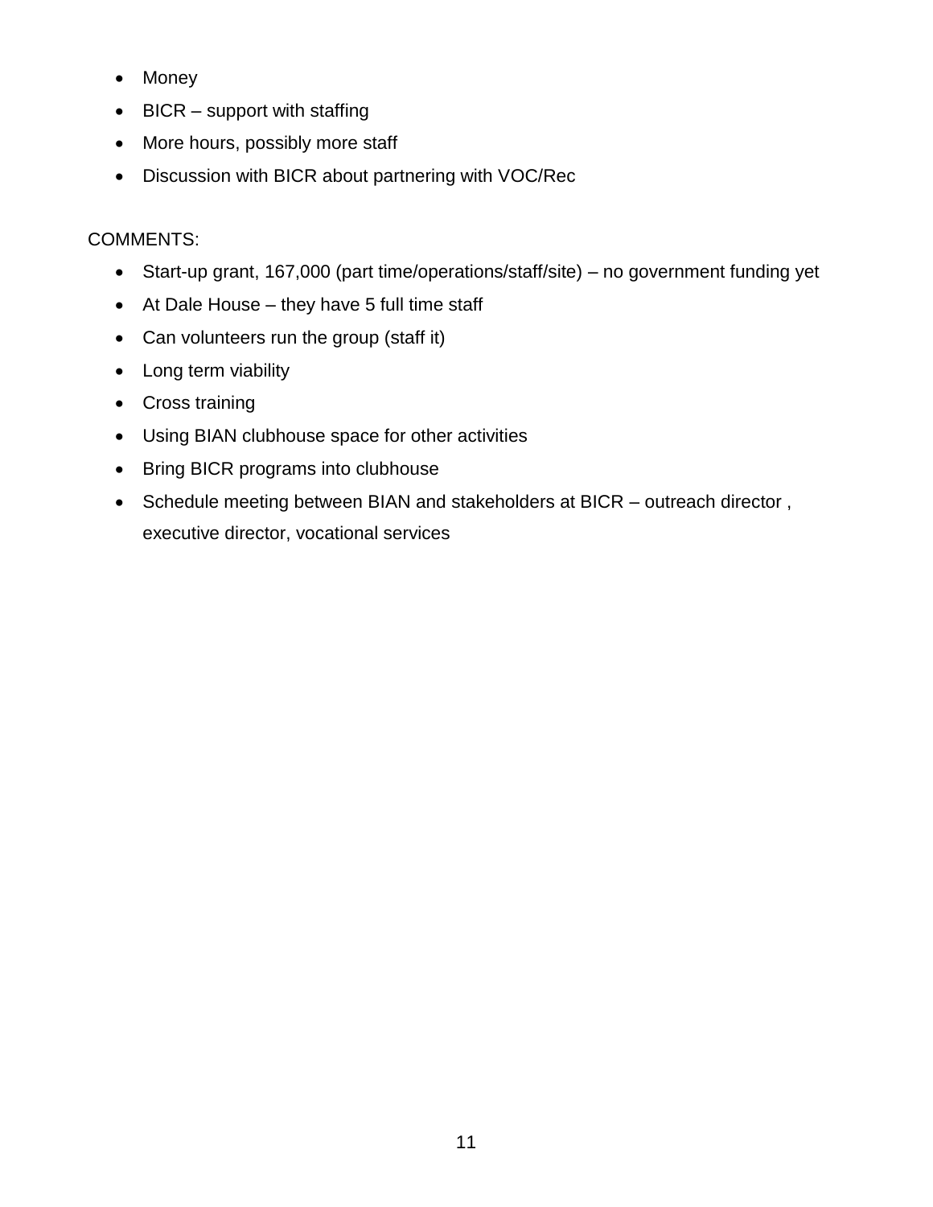- Money
- BICR – support with staffing
- More hours, possibly more staff
- Discussion with BICR about partnering with VOC/Rec

COMMENTS:

- Start-up grant, 167,000 (part time/operations/staff/site) – no government funding yet
- At Dale House – they have 5 full time staff
- Can volunteers run the group (staff it)
- Long term viability
- Cross training
- Using BIAN clubhouse space for other activities
- Bring BICR programs into clubhouse
- Schedule meeting between BIAN and stakeholders at BICR – outreach director , executive director, vocational services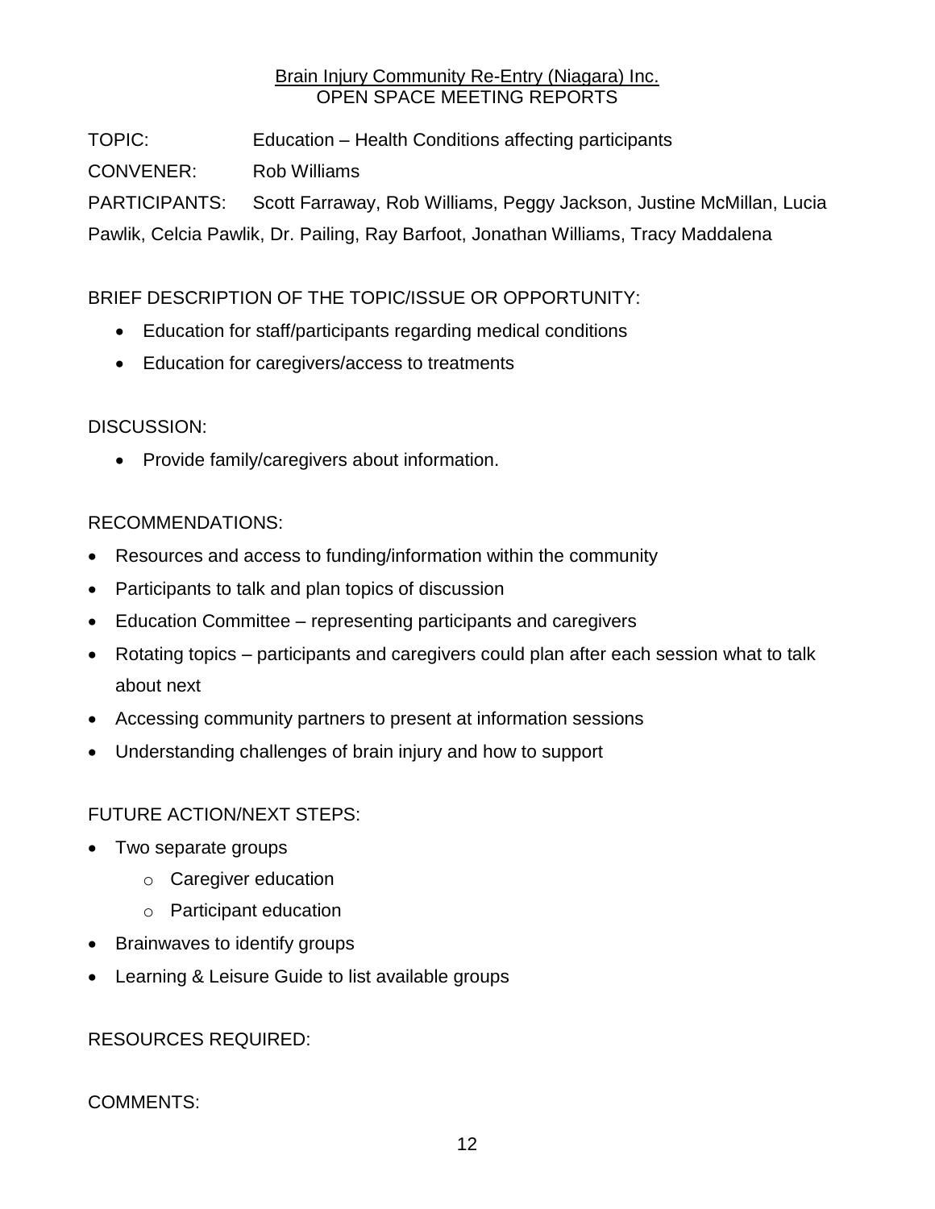Brain Injury Community Re-Entry (Niagara) Inc.
OPEN SPACE MEETING REPORTS

TOPIC: Education – Health Conditions affecting participants

CONVENER: Rob Williams

PARTICIPANTS: Scott Farraway, Rob Williams, Peggy Jackson, Justine McMillan, Lucia Pawlik, Celcia Pawlik, Dr. Pailing, Ray Barfoot, Jonathan Williams, Tracy Maddalena

BRIEF DESCRIPTION OF THE TOPIC/ISSUE OR OPPORTUNITY:

- Education for staff/participants regarding medical conditions
- Education for caregivers/access to treatments

DISCUSSION:

- Provide family/caregivers about information.

RECOMMENDATIONS:

- Resources and access to funding/information within the community
- Participants to talk and plan topics of discussion
- Education Committee – representing participants and caregivers
- Rotating topics – participants and caregivers could plan after each session what to talk about next
- Accessing community partners to present at information sessions
- Understanding challenges of brain injury and how to support

FUTURE ACTION/NEXT STEPS:

- Two separate groups
  - Caregiver education
  - Participant education
- Brainwaves to identify groups
- Learning & Leisure Guide to list available groups

RESOURCES REQUIRED:

COMMENTS: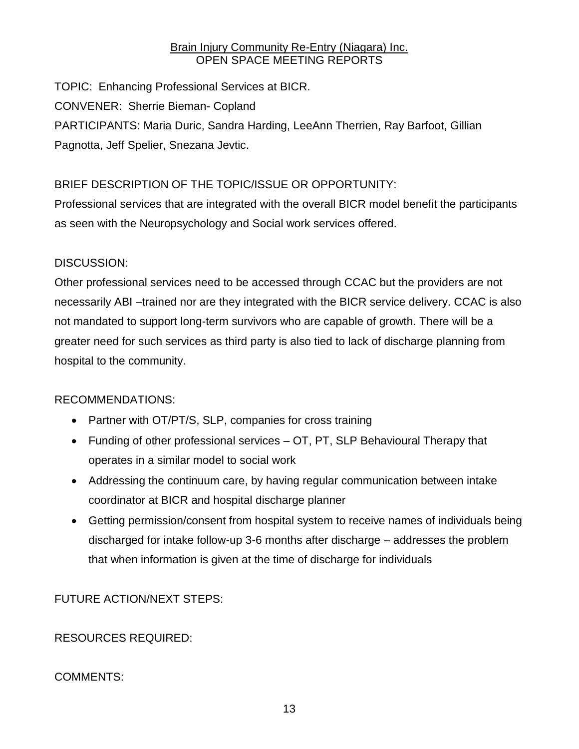Brain Injury Community Re-Entry (Niagara) Inc.
OPEN SPACE MEETING REPORTS

TOPIC: Enhancing Professional Services at BICR.

CONVENER: Sherrie Bieman- Copland

PARTICIPANTS: Maria Duric, Sandra Harding, LeeAnn Therrien, Ray Barfoot, Gillian Pagnotta, Jeff Spelier, Snezana Jevtic.

BRIEF DESCRIPTION OF THE TOPIC/ISSUE OR OPPORTUNITY:

Professional services that are integrated with the overall BICR model benefit the participants as seen with the Neuropsychology and Social work services offered.

DISCUSSION:

Other professional services need to be accessed through CCAC but the providers are not necessarily ABI –trained nor are they integrated with the BICR service delivery. CCAC is also not mandated to support long-term survivors who are capable of growth. There will be a greater need for such services as third party is also tied to lack of discharge planning from hospital to the community.

RECOMMENDATIONS:

- Partner with OT/PT/S, SLP, companies for cross training
- Funding of other professional services – OT, PT, SLP Behavioural Therapy that operates in a similar model to social work
- Addressing the continuum care, by having regular communication between intake coordinator at BICR and hospital discharge planner
- Getting permission/consent from hospital system to receive names of individuals being discharged for intake follow-up 3-6 months after discharge – addresses the problem that when information is given at the time of discharge for individuals

FUTURE ACTION/NEXT STEPS:

RESOURCES REQUIRED:

COMMENTS: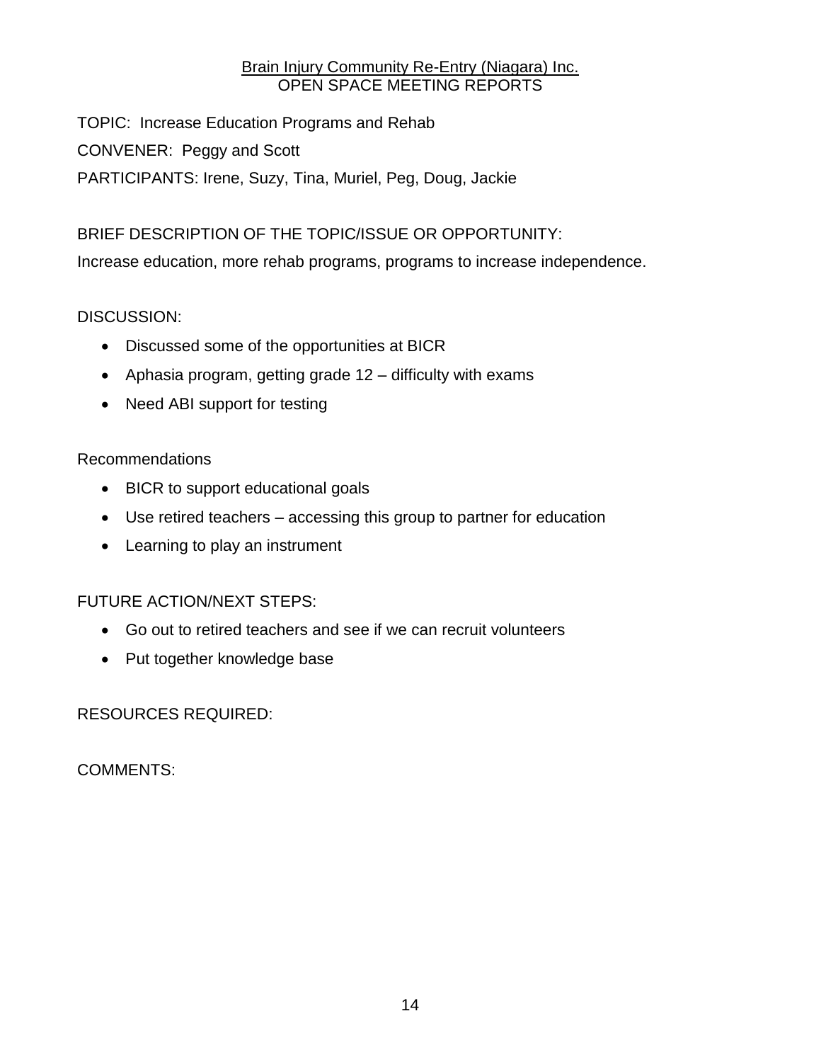Brain Injury Community Re-Entry (Niagara) Inc.
OPEN SPACE MEETING REPORTS

TOPIC: Increase Education Programs and Rehab

CONVENER: Peggy and Scott

PARTICIPANTS: Irene, Suzy, Tina, Muriel, Peg, Doug, Jackie

BRIEF DESCRIPTION OF THE TOPIC/ISSUE OR OPPORTUNITY:

Increase education, more rehab programs, programs to increase independence.

DISCUSSION:

- Discussed some of the opportunities at BICR
- Aphasia program, getting grade 12 – difficulty with exams
- Need ABI support for testing

Recommendations

- BICR to support educational goals
- Use retired teachers – accessing this group to partner for education
- Learning to play an instrument

FUTURE ACTION/NEXT STEPS:

- Go out to retired teachers and see if we can recruit volunteers
- Put together knowledge base

RESOURCES REQUIRED:

COMMENTS: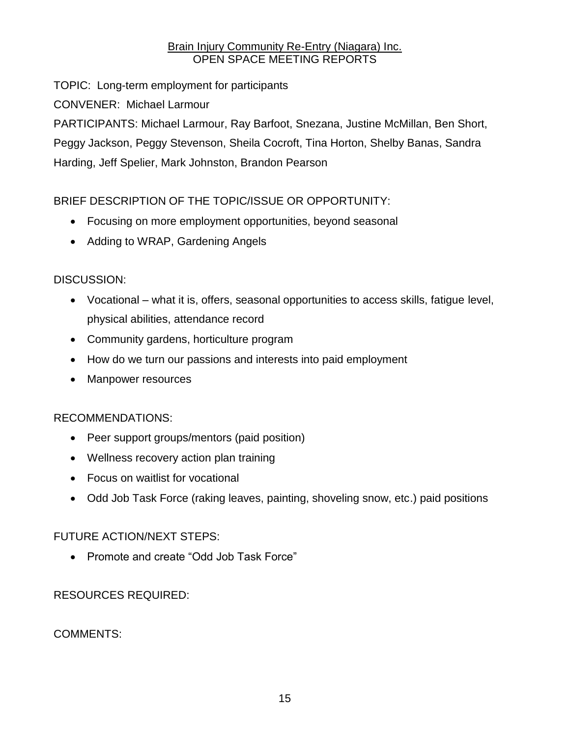Brain Injury Community Re-Entry (Niagara) Inc.
OPEN SPACE MEETING REPORTS

TOPIC: Long-term employment for participants

CONVENER: Michael Larmour

PARTICIPANTS: Michael Larmour, Ray Barfoot, Snezana, Justine McMillan, Ben Short, Peggy Jackson, Peggy Stevenson, Sheila Cocroft, Tina Horton, Shelby Banas, Sandra Harding, Jeff Spelier, Mark Johnston, Brandon Pearson

BRIEF DESCRIPTION OF THE TOPIC/ISSUE OR OPPORTUNITY:

- Focusing on more employment opportunities, beyond seasonal
- Adding to WRAP, Gardening Angels

DISCUSSION:

- Vocational – what it is, offers, seasonal opportunities to access skills, fatigue level, physical abilities, attendance record
- Community gardens, horticulture program
- How do we turn our passions and interests into paid employment
- Manpower resources

RECOMMENDATIONS:

- Peer support groups/mentors (paid position)
- Wellness recovery action plan training
- Focus on waitlist for vocational
- Odd Job Task Force (raking leaves, painting, shoveling snow, etc.) paid positions

FUTURE ACTION/NEXT STEPS:

- Promote and create "Odd Job Task Force"

RESOURCES REQUIRED:

COMMENTS: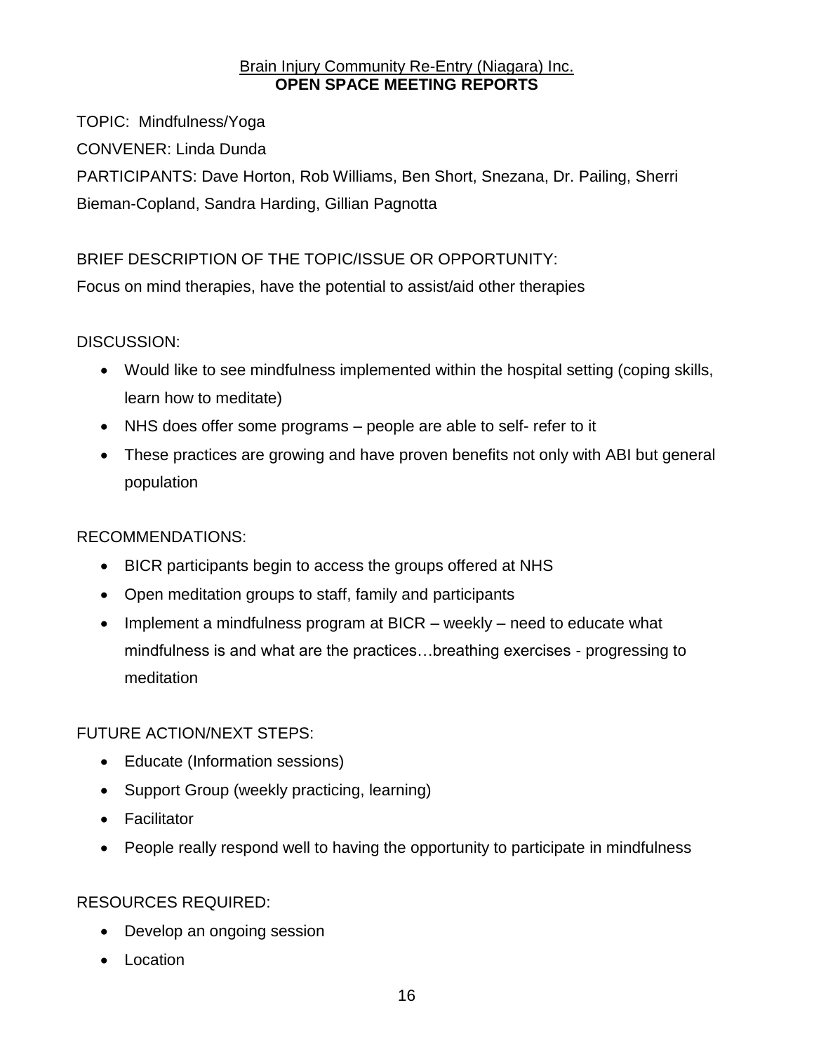Brain Injury Community Re-Entry (Niagara) Inc.

**OPEN SPACE MEETING REPORTS**

TOPIC: Mindfulness/Yoga

CONVENER: Linda Dunda

PARTICIPANTS: Dave Horton, Rob Williams, Ben Short, Snezana, Dr. Pailing, Sherri Bieman-Copland, Sandra Harding, Gillian Pagnotta

BRIEF DESCRIPTION OF THE TOPIC/ISSUE OR OPPORTUNITY:

Focus on mind therapies, have the potential to assist/aid other therapies

DISCUSSION:

- Would like to see mindfulness implemented within the hospital setting (coping skills, learn how to meditate)
- NHS does offer some programs – people are able to self- refer to it
- These practices are growing and have proven benefits not only with ABI but general population

RECOMMENDATIONS:

- BICR participants begin to access the groups offered at NHS
- Open meditation groups to staff, family and participants
- Implement a mindfulness program at BICR – weekly – need to educate what mindfulness is and what are the practices…breathing exercises - progressing to meditation

FUTURE ACTION/NEXT STEPS:

- Educate (Information sessions)
- Support Group (weekly practicing, learning)
- Facilitator
- People really respond well to having the opportunity to participate in mindfulness

RESOURCES REQUIRED:

- Develop an ongoing session
- Location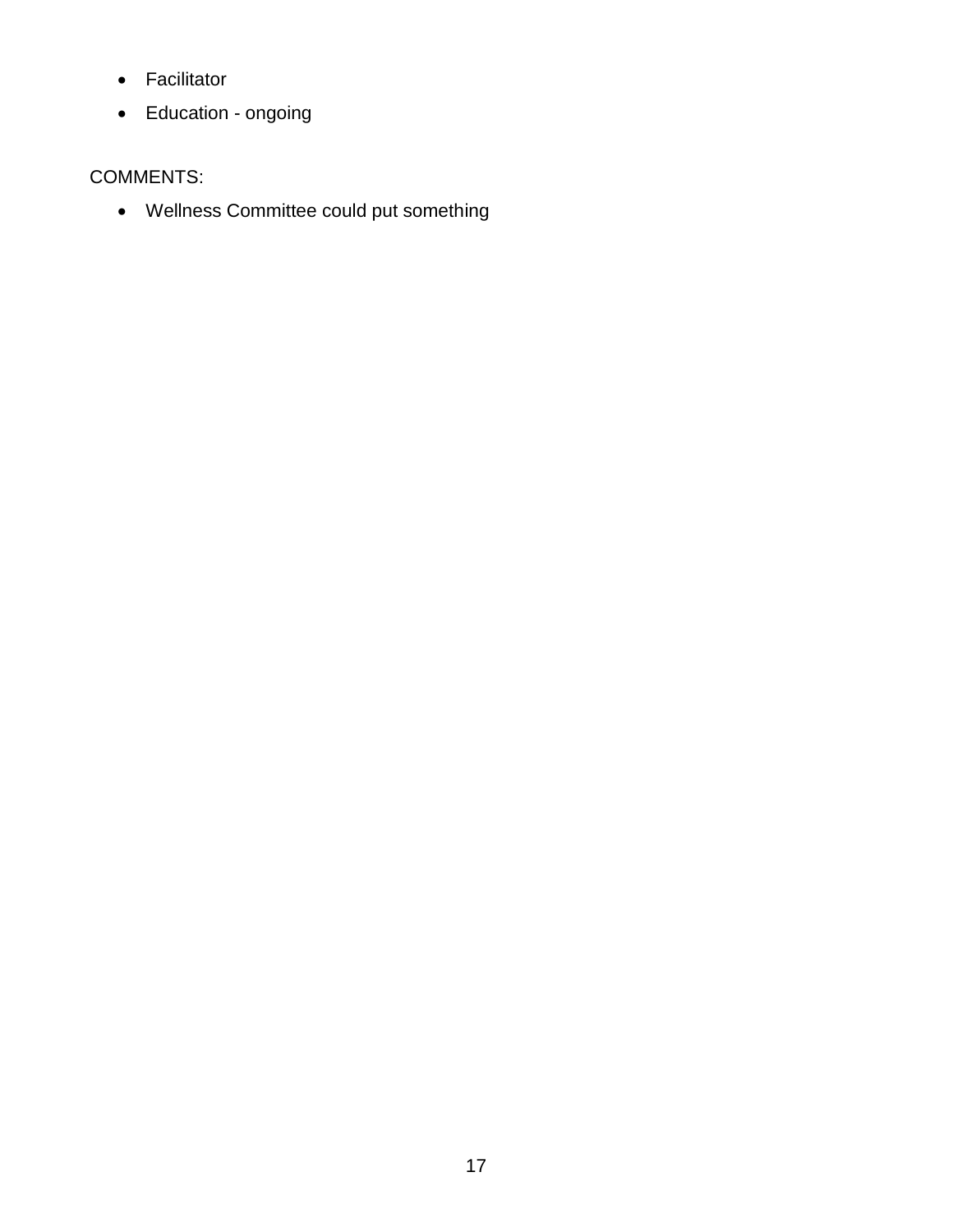- Facilitator
- Education - ongoing

COMMENTS:

- Wellness Committee could put something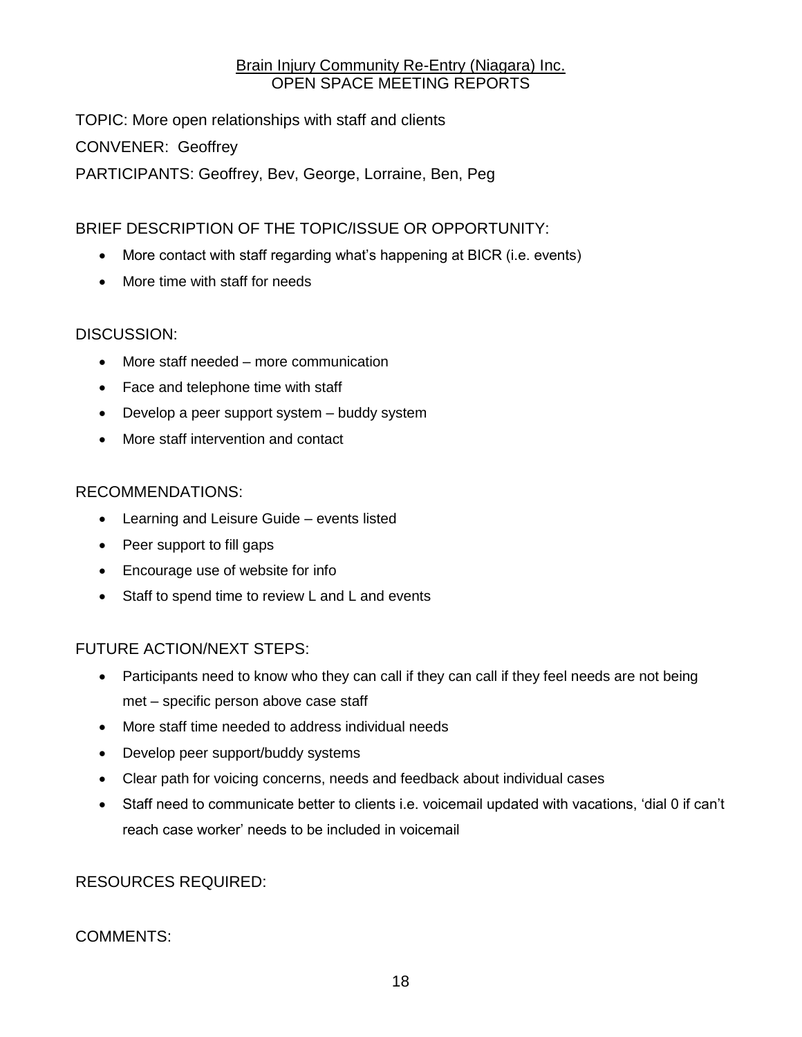Brain Injury Community Re-Entry (Niagara) Inc.
OPEN SPACE MEETING REPORTS

TOPIC: More open relationships with staff and clients

CONVENER: Geoffrey

PARTICIPANTS: Geoffrey, Bev, George, Lorraine, Ben, Peg

BRIEF DESCRIPTION OF THE TOPIC/ISSUE OR OPPORTUNITY:

- More contact with staff regarding what's happening at BICR (i.e. events)
- More time with staff for needs

DISCUSSION:

- More staff needed – more communication
- Face and telephone time with staff
- Develop a peer support system – buddy system
- More staff intervention and contact

RECOMMENDATIONS:

- Learning and Leisure Guide – events listed
- Peer support to fill gaps
- Encourage use of website for info
- Staff to spend time to review L and L and events

FUTURE ACTION/NEXT STEPS:

- Participants need to know who they can call if they can call if they feel needs are not being met – specific person above case staff
- More staff time needed to address individual needs
- Develop peer support/buddy systems
- Clear path for voicing concerns, needs and feedback about individual cases
- Staff need to communicate better to clients i.e. voicemail updated with vacations, 'dial 0 if can't reach case worker' needs to be included in voicemail

RESOURCES REQUIRED:

COMMENTS: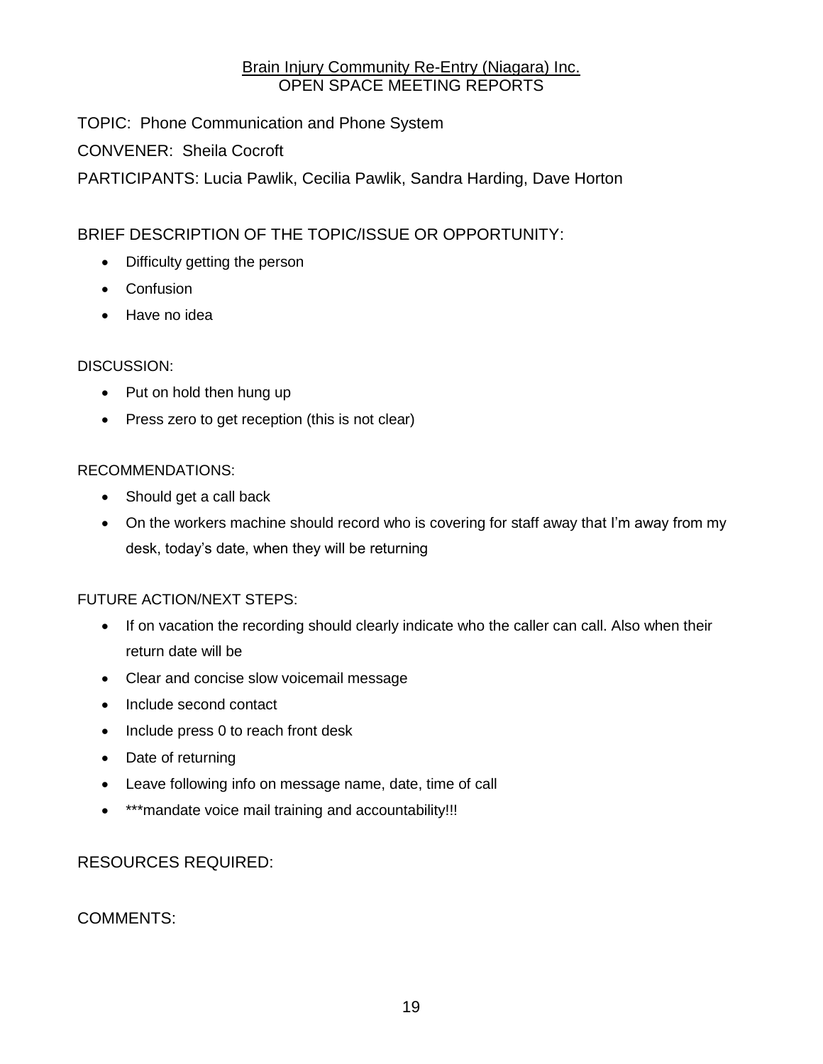Brain Injury Community Re-Entry (Niagara) Inc.
OPEN SPACE MEETING REPORTS

TOPIC: Phone Communication and Phone System

CONVENER: Sheila Cocroft

PARTICIPANTS: Lucia Pawlik, Cecilia Pawlik, Sandra Harding, Dave Horton

BRIEF DESCRIPTION OF THE TOPIC/ISSUE OR OPPORTUNITY:

- Difficulty getting the person
- Confusion
- Have no idea

DISCUSSION:

- Put on hold then hung up
- Press zero to get reception (this is not clear)

RECOMMENDATIONS:

- Should get a call back
- On the workers machine should record who is covering for staff away that I'm away from my desk, today's date, when they will be returning

FUTURE ACTION/NEXT STEPS:

- If on vacation the recording should clearly indicate who the caller can call. Also when their return date will be
- Clear and concise slow voicemail message
- Include second contact
- Include press 0 to reach front desk
- Date of returning
- Leave following info on message name, date, time of call
- ***mandate voice mail training and accountability!!!

RESOURCES REQUIRED:

COMMENTS: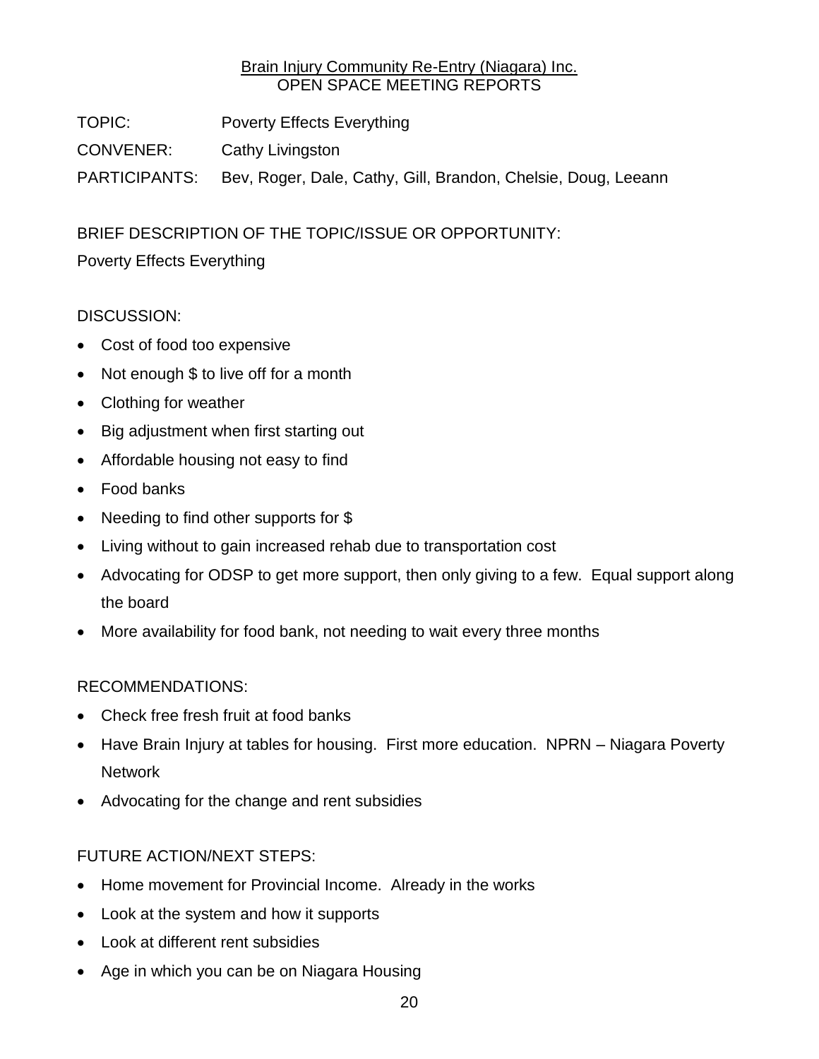Brain Injury Community Re-Entry (Niagara) Inc.
OPEN SPACE MEETING REPORTS

TOPIC: Poverty Effects Everything

CONVENER: Cathy Livingston

PARTICIPANTS: Bev, Roger, Dale, Cathy, Gill, Brandon, Chelsie, Doug, Leeann

BRIEF DESCRIPTION OF THE TOPIC/ISSUE OR OPPORTUNITY:

Poverty Effects Everything

DISCUSSION:

- Cost of food too expensive
- Not enough $ to live off for a month
- Clothing for weather
- Big adjustment when first starting out
- Affordable housing not easy to find
- Food banks
- Needing to find other supports for $
- Living without to gain increased rehab due to transportation cost
- Advocating for ODSP to get more support, then only giving to a few. Equal support along the board
- More availability for food bank, not needing to wait every three months

RECOMMENDATIONS:

- Check free fresh fruit at food banks
- Have Brain Injury at tables for housing. First more education. NPRN – Niagara Poverty Network
- Advocating for the change and rent subsidies

FUTURE ACTION/NEXT STEPS:

- Home movement for Provincial Income. Already in the works
- Look at the system and how it supports
- Look at different rent subsidies
- Age in which you can be on Niagara Housing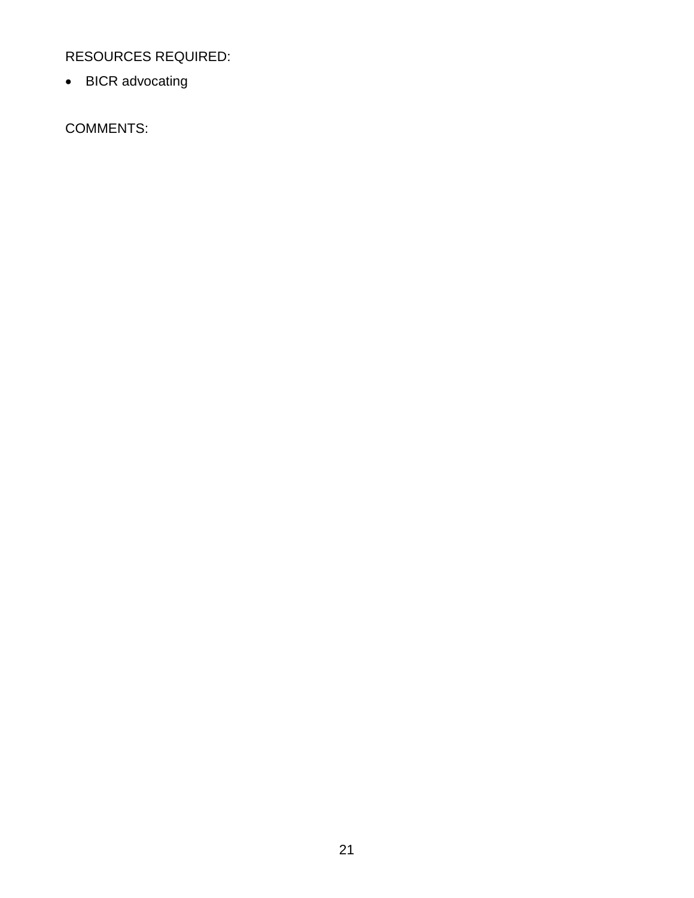RESOURCES REQUIRED:

- BICR advocating

COMMENTS: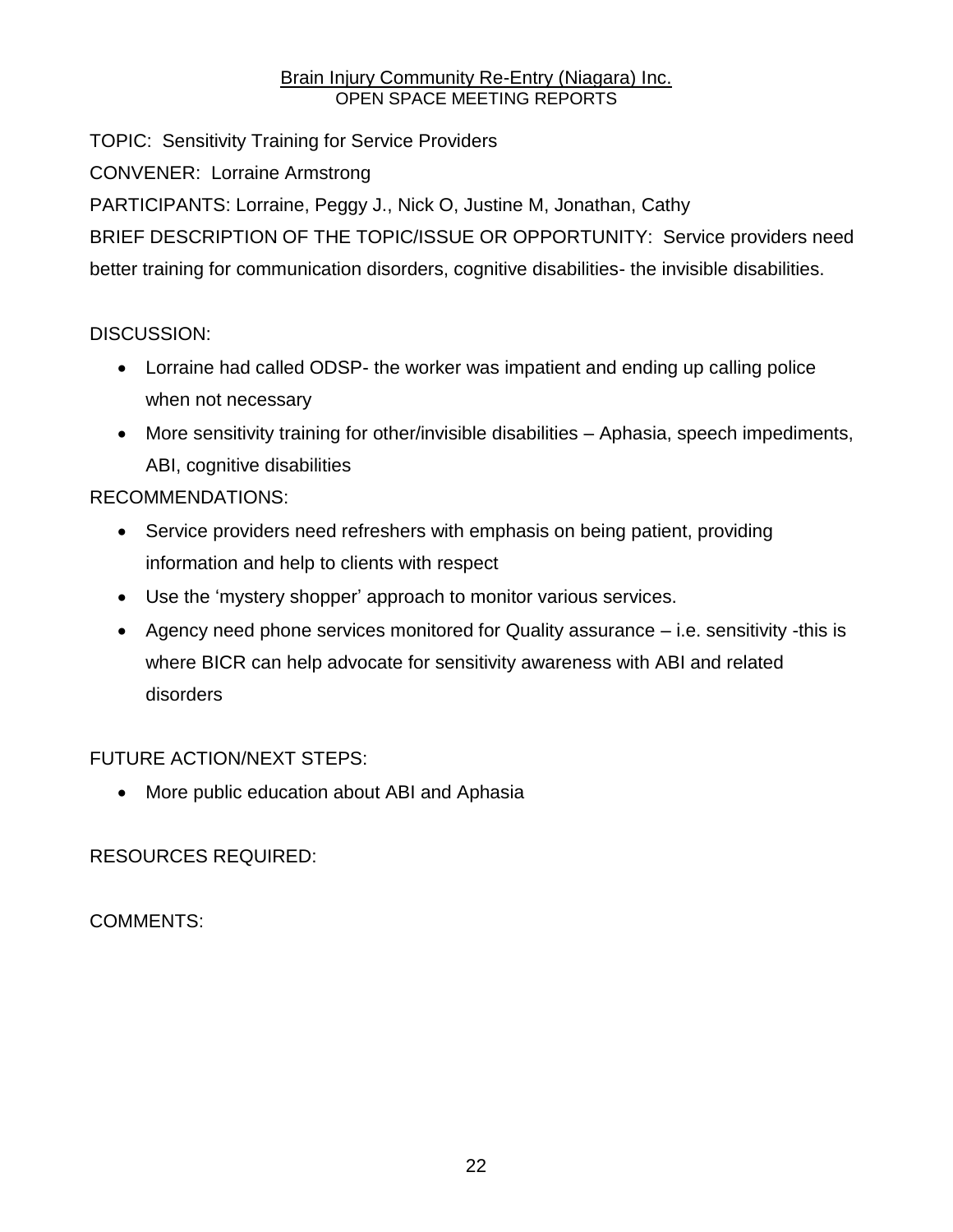Brain Injury Community Re-Entry (Niagara) Inc.
OPEN SPACE MEETING REPORTS

TOPIC: Sensitivity Training for Service Providers

CONVENER: Lorraine Armstrong

PARTICIPANTS: Lorraine, Peggy J., Nick O, Justine M, Jonathan, Cathy

BRIEF DESCRIPTION OF THE TOPIC/ISSUE OR OPPORTUNITY: Service providers need better training for communication disorders, cognitive disabilities- the invisible disabilities.

DISCUSSION:

- Lorraine had called ODSP- the worker was impatient and ending up calling police when not necessary
- More sensitivity training for other/invisible disabilities – Aphasia, speech impediments, ABI, cognitive disabilities

RECOMMENDATIONS:

- Service providers need refreshers with emphasis on being patient, providing information and help to clients with respect
- Use the 'mystery shopper' approach to monitor various services.
- Agency need phone services monitored for Quality assurance – i.e. sensitivity -this is where BICR can help advocate for sensitivity awareness with ABI and related disorders

FUTURE ACTION/NEXT STEPS:

- More public education about ABI and Aphasia

RESOURCES REQUIRED:

COMMENTS: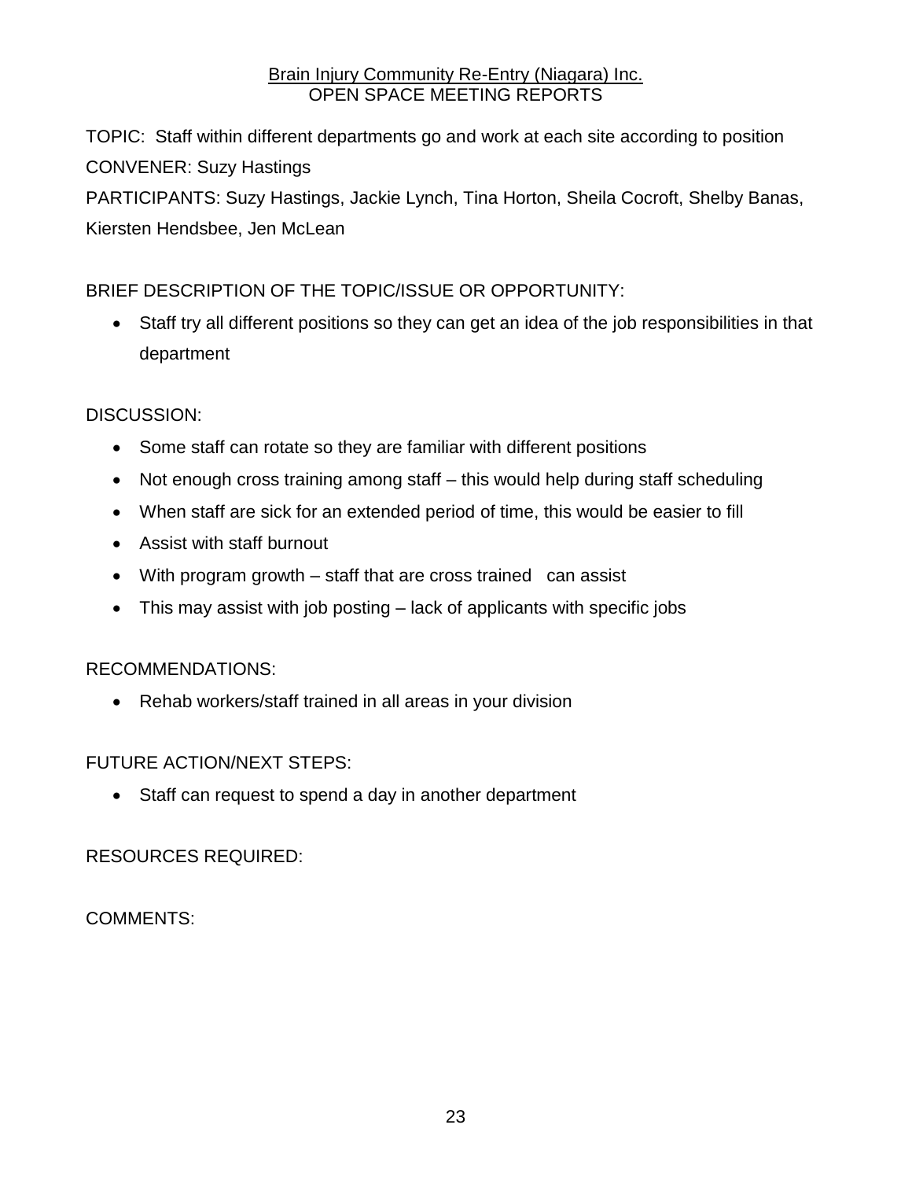Brain Injury Community Re-Entry (Niagara) Inc.
OPEN SPACE MEETING REPORTS

TOPIC: Staff within different departments go and work at each site according to position

CONVENER: Suzy Hastings

PARTICIPANTS: Suzy Hastings, Jackie Lynch, Tina Horton, Sheila Cocroft, Shelby Banas, Kiersten Hendsbee, Jen McLean

BRIEF DESCRIPTION OF THE TOPIC/ISSUE OR OPPORTUNITY:

- Staff try all different positions so they can get an idea of the job responsibilities in that department

DISCUSSION:

- Some staff can rotate so they are familiar with different positions
- Not enough cross training among staff – this would help during staff scheduling
- When staff are sick for an extended period of time, this would be easier to fill
- Assist with staff burnout
- With program growth – staff that are cross trained can assist
- This may assist with job posting – lack of applicants with specific jobs

RECOMMENDATIONS:

- Rehab workers/staff trained in all areas in your division

FUTURE ACTION/NEXT STEPS:

- Staff can request to spend a day in another department

RESOURCES REQUIRED:

COMMENTS: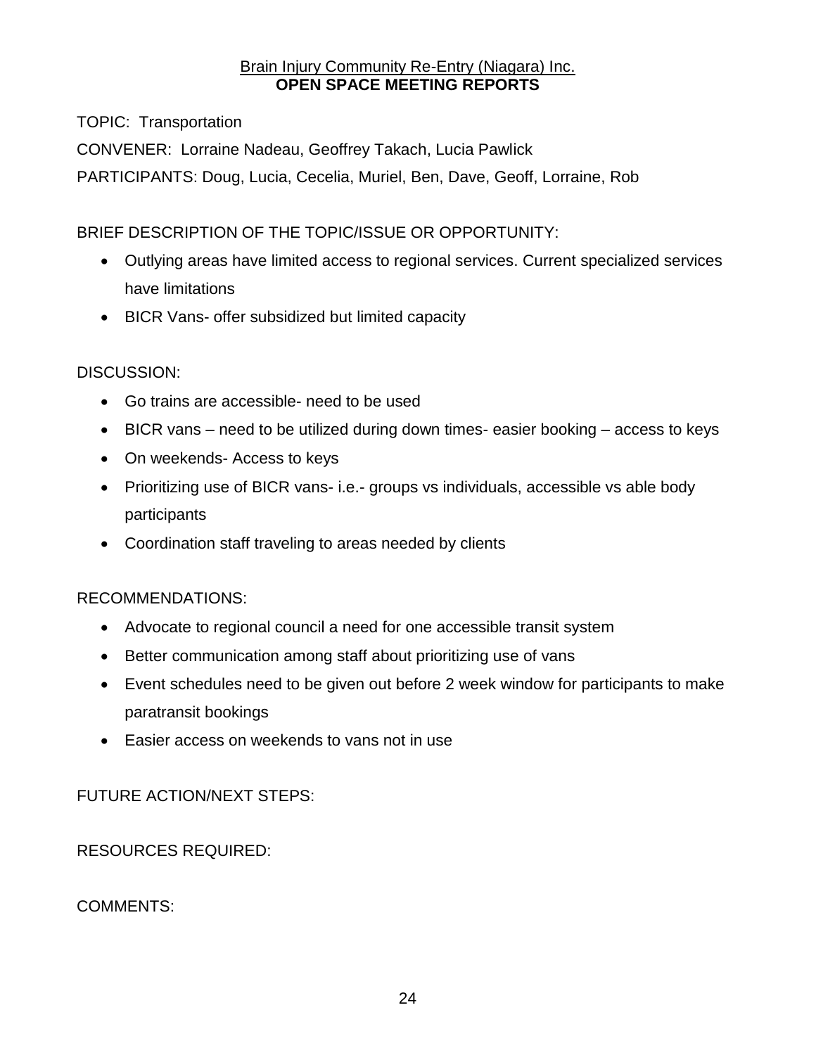Brain Injury Community Re-Entry (Niagara) Inc.

**OPEN SPACE MEETING REPORTS**

TOPIC: Transportation

CONVENER: Lorraine Nadeau, Geoffrey Takach, Lucia Pawlick

PARTICIPANTS: Doug, Lucia, Cecelia, Muriel, Ben, Dave, Geoff, Lorraine, Rob

BRIEF DESCRIPTION OF THE TOPIC/ISSUE OR OPPORTUNITY:

- Outlying areas have limited access to regional services. Current specialized services have limitations
- BICR Vans- offer subsidized but limited capacity

DISCUSSION:

- Go trains are accessible- need to be used
- BICR vans – need to be utilized during down times- easier booking – access to keys
- On weekends- Access to keys
- Prioritizing use of BICR vans- i.e.- groups vs individuals, accessible vs able body participants
- Coordination staff traveling to areas needed by clients

RECOMMENDATIONS:

- Advocate to regional council a need for one accessible transit system
- Better communication among staff about prioritizing use of vans
- Event schedules need to be given out before 2 week window for participants to make paratransit bookings
- Easier access on weekends to vans not in use

FUTURE ACTION/NEXT STEPS:

RESOURCES REQUIRED:

COMMENTS: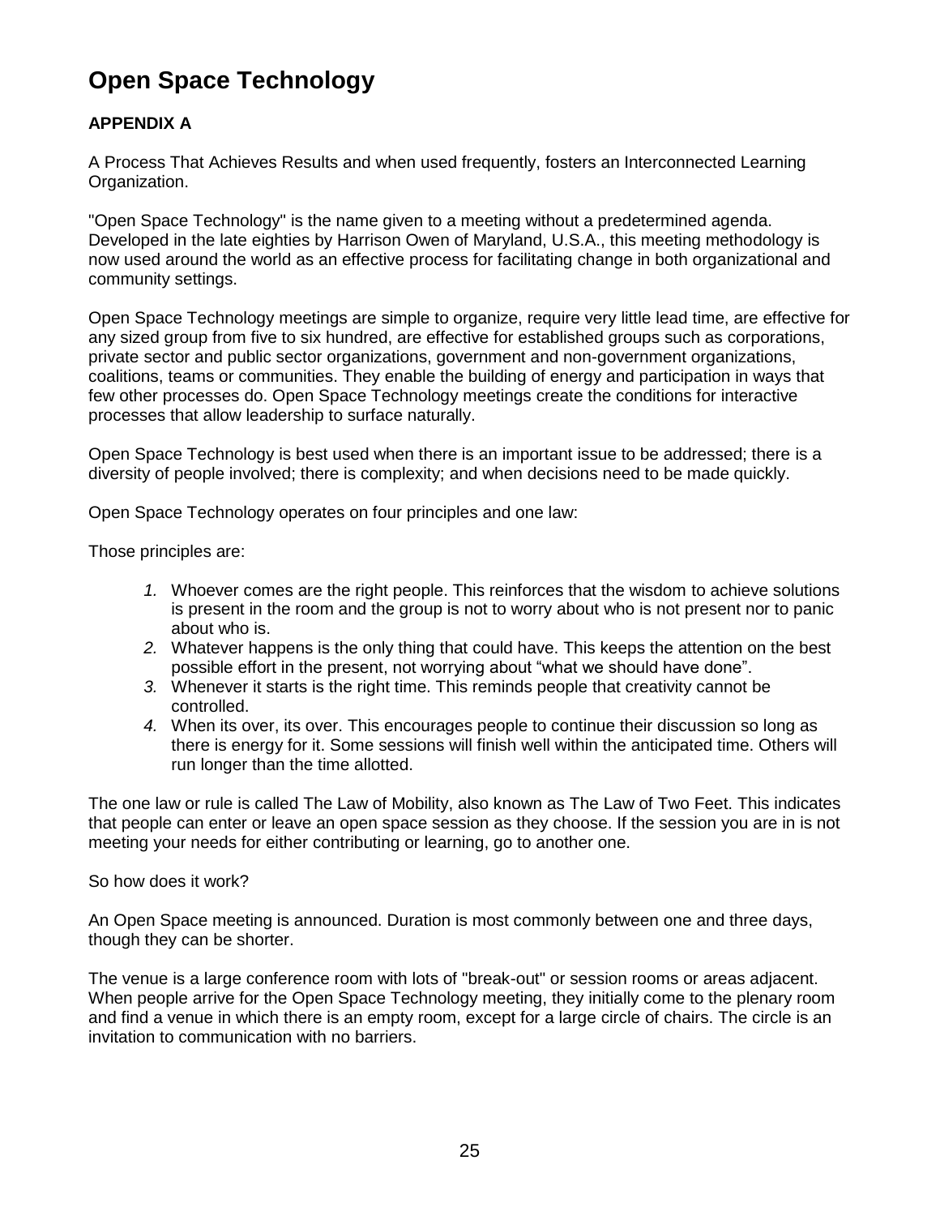# Open Space Technology

**APPENDIX A**

A Process That Achieves Results and when used frequently, fosters an Interconnected Learning Organization.

"Open Space Technology" is the name given to a meeting without a predetermined agenda. Developed in the late eighties by Harrison Owen of Maryland, U.S.A., this meeting methodology is now used around the world as an effective process for facilitating change in both organizational and community settings.

Open Space Technology meetings are simple to organize, require very little lead time, are effective for any sized group from five to six hundred, are effective for established groups such as corporations, private sector and public sector organizations, government and non-government organizations, coalitions, teams or communities. They enable the building of energy and participation in ways that few other processes do. Open Space Technology meetings create the conditions for interactive processes that allow leadership to surface naturally.

Open Space Technology is best used when there is an important issue to be addressed; there is a diversity of people involved; there is complexity; and when decisions need to be made quickly.

Open Space Technology operates on four principles and one law:

Those principles are:

1. Whoever comes are the right people. This reinforces that the wisdom to achieve solutions is present in the room and the group is not to worry about who is not present nor to panic about who is.
2. Whatever happens is the only thing that could have. This keeps the attention on the best possible effort in the present, not worrying about "what we should have done".
3. Whenever it starts is the right time. This reminds people that creativity cannot be controlled.
4. When its over, its over. This encourages people to continue their discussion so long as there is energy for it. Some sessions will finish well within the anticipated time. Others will run longer than the time allotted.

The one law or rule is called The Law of Mobility, also known as The Law of Two Feet. This indicates that people can enter or leave an open space session as they choose. If the session you are in is not meeting your needs for either contributing or learning, go to another one.

So how does it work?

An Open Space meeting is announced. Duration is most commonly between one and three days, though they can be shorter.

The venue is a large conference room with lots of "break-out" or session rooms or areas adjacent. When people arrive for the Open Space Technology meeting, they initially come to the plenary room and find a venue in which there is an empty room, except for a large circle of chairs. The circle is an invitation to communication with no barriers.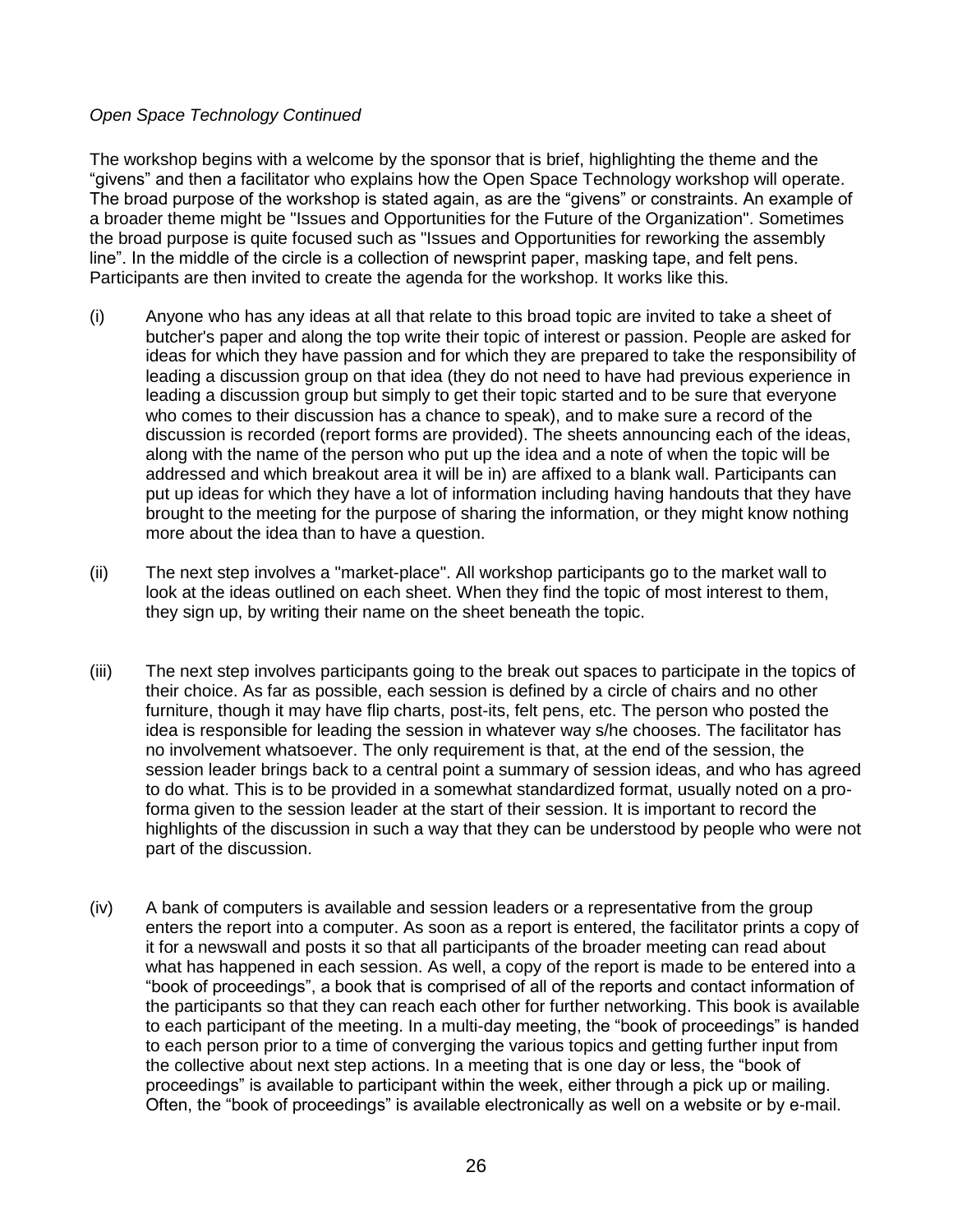*Open Space Technology Continued*

The workshop begins with a welcome by the sponsor that is brief, highlighting the theme and the "givens" and then a facilitator who explains how the Open Space Technology workshop will operate. The broad purpose of the workshop is stated again, as are the "givens" or constraints. An example of a broader theme might be "Issues and Opportunities for the Future of the Organization". Sometimes the broad purpose is quite focused such as "Issues and Opportunities for reworking the assembly line". In the middle of the circle is a collection of newsprint paper, masking tape, and felt pens. Participants are then invited to create the agenda for the workshop. It works like this.

(i) Anyone who has any ideas at all that relate to this broad topic are invited to take a sheet of butcher's paper and along the top write their topic of interest or passion. People are asked for ideas for which they have passion and for which they are prepared to take the responsibility of leading a discussion group on that idea (they do not need to have had previous experience in leading a discussion group but simply to get their topic started and to be sure that everyone who comes to their discussion has a chance to speak), and to make sure a record of the discussion is recorded (report forms are provided). The sheets announcing each of the ideas, along with the name of the person who put up the idea and a note of when the topic will be addressed and which breakout area it will be in) are affixed to a blank wall. Participants can put up ideas for which they have a lot of information including having handouts that they have brought to the meeting for the purpose of sharing the information, or they might know nothing more about the idea than to have a question.

(ii) The next step involves a "market-place". All workshop participants go to the market wall to look at the ideas outlined on each sheet. When they find the topic of most interest to them, they sign up, by writing their name on the sheet beneath the topic.

(iii) The next step involves participants going to the break out spaces to participate in the topics of their choice. As far as possible, each session is defined by a circle of chairs and no other furniture, though it may have flip charts, post-its, felt pens, etc. The person who posted the idea is responsible for leading the session in whatever way s/he chooses. The facilitator has no involvement whatsoever. The only requirement is that, at the end of the session, the session leader brings back to a central point a summary of session ideas, and who has agreed to do what. This is to be provided in a somewhat standardized format, usually noted on a pro-forma given to the session leader at the start of their session. It is important to record the highlights of the discussion in such a way that they can be understood by people who were not part of the discussion.

(iv) A bank of computers is available and session leaders or a representative from the group enters the report into a computer. As soon as a report is entered, the facilitator prints a copy of it for a newswall and posts it so that all participants of the broader meeting can read about what has happened in each session. As well, a copy of the report is made to be entered into a "book of proceedings", a book that is comprised of all of the reports and contact information of the participants so that they can reach each other for further networking. This book is available to each participant of the meeting. In a multi-day meeting, the "book of proceedings" is handed to each person prior to a time of converging the various topics and getting further input from the collective about next step actions. In a meeting that is one day or less, the "book of proceedings" is available to participant within the week, either through a pick up or mailing. Often, the "book of proceedings" is available electronically as well on a website or by e-mail.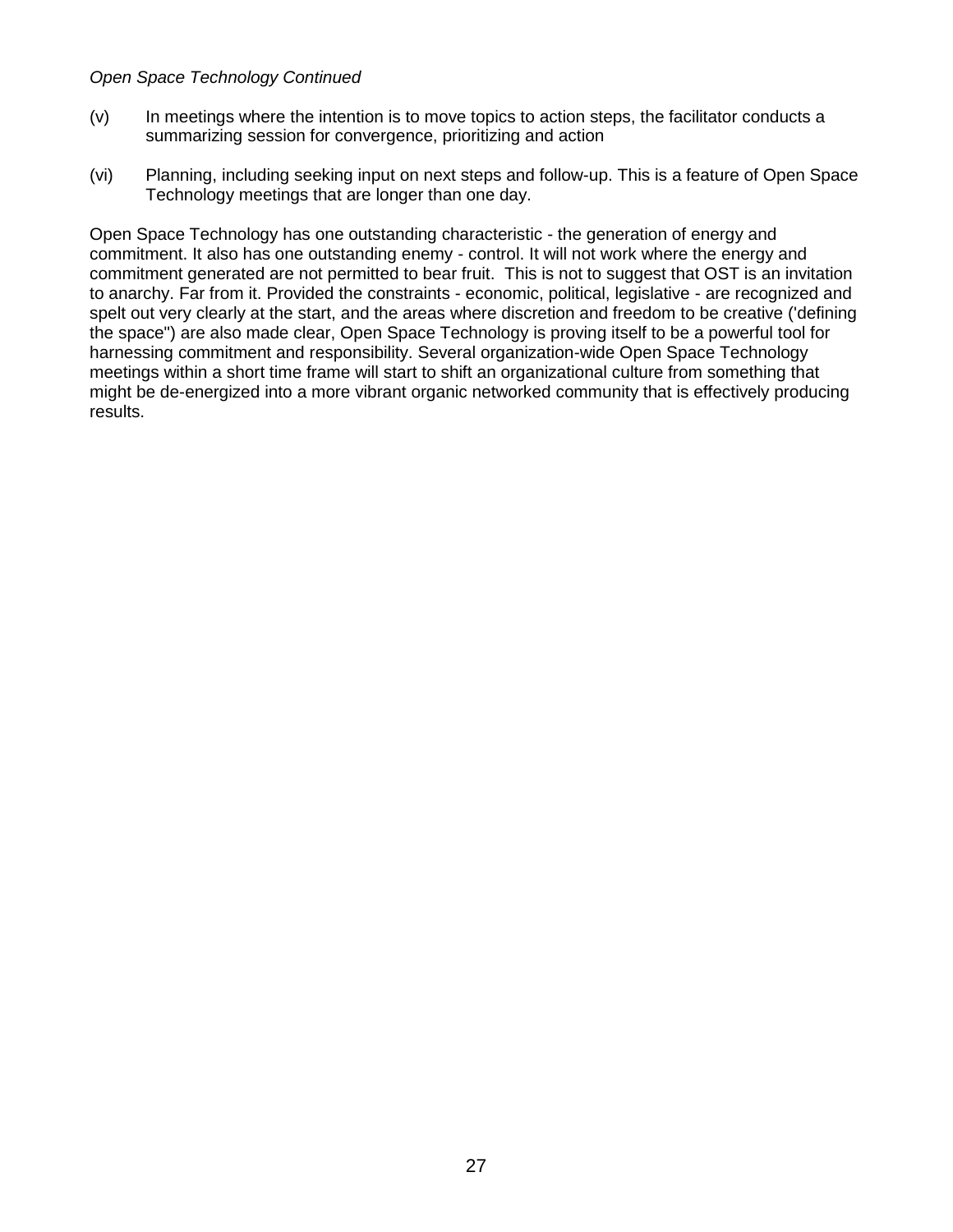*Open Space Technology Continued*

(v) In meetings where the intention is to move topics to action steps, the facilitator conducts a summarizing session for convergence, prioritizing and action

(vi) Planning, including seeking input on next steps and follow-up. This is a feature of Open Space Technology meetings that are longer than one day.

Open Space Technology has one outstanding characteristic - the generation of energy and commitment. It also has one outstanding enemy - control. It will not work where the energy and commitment generated are not permitted to bear fruit. This is not to suggest that OST is an invitation to anarchy. Far from it. Provided the constraints - economic, political, legislative - are recognized and spelt out very clearly at the start, and the areas where discretion and freedom to be creative ('defining the space") are also made clear, Open Space Technology is proving itself to be a powerful tool for harnessing commitment and responsibility. Several organization-wide Open Space Technology meetings within a short time frame will start to shift an organizational culture from something that might be de-energized into a more vibrant organic networked community that is effectively producing results.